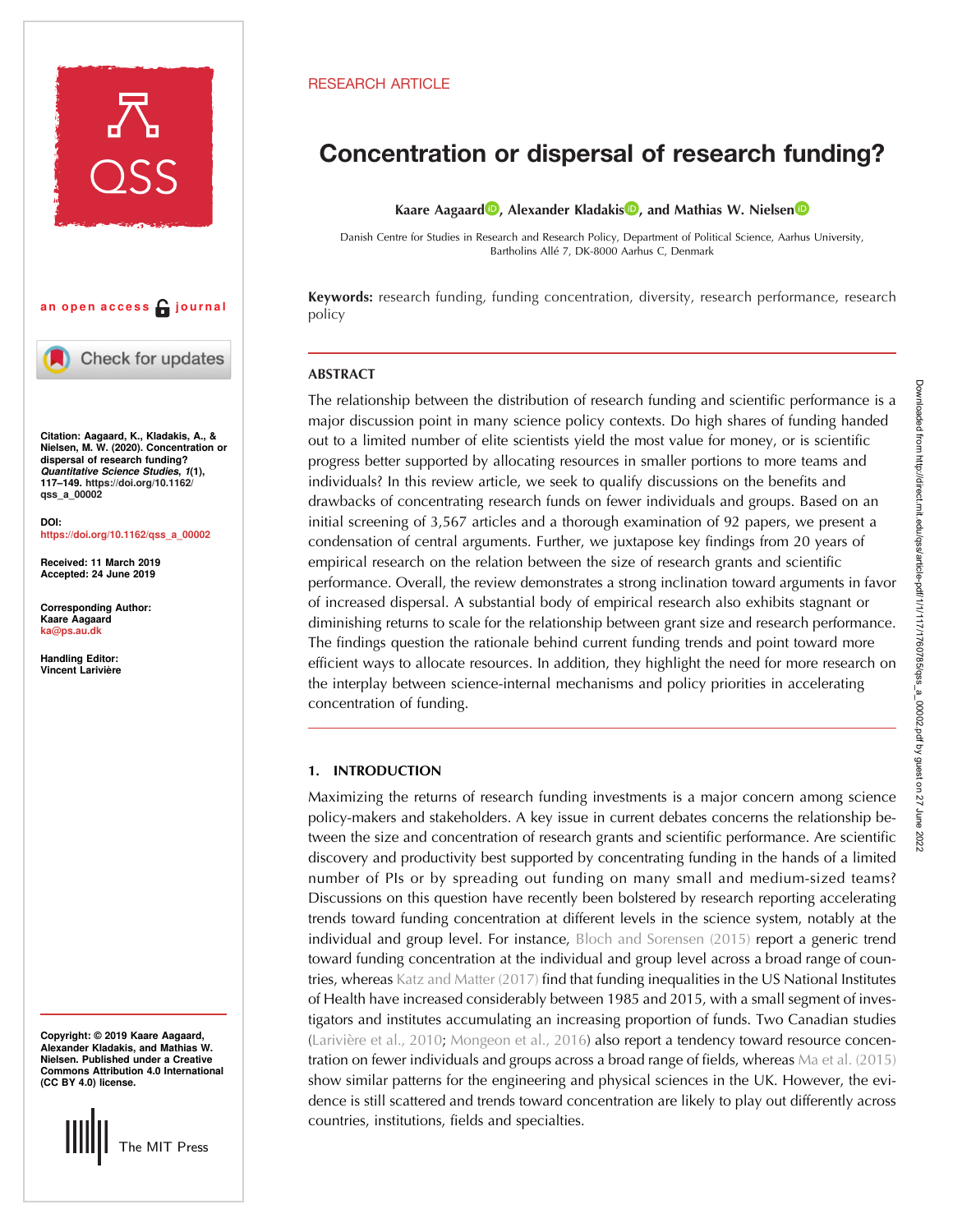RESEARCH ARTICLE

# Concentration or dispersal of research funding?

**Kaare Aagaard, Alexander Kladakis, and Mathias W. Nielsen**

Danish Centre for Studies in Research and Research Policy, Department of Political Science, Aarhus University, Bartholins Allé 7, DK-8000 Aarhus C, Denmark

an open access journal

**Citation:** Aagaard, K., Kladakis, A., & Nielsen, M. W. (2020). Concentration or dispersal of research funding? *Quantitative Science Studies*, *1*(1), 117–149. https://doi.org/10.1162/qss_a_00002

**DOI:** https://doi.org/10.1162/qss_a_00002

**Received:** 11 March 2019
**Accepted:** 24 June 2019

**Corresponding Author:** Kaare Aagaard ka@ps.au.dk

**Handling Editor:** Vincent Larivière

**Copyright:** © 2019 Kaare Aagaard, Alexander Kladakis, and Mathias W. Nielsen. Published under a Creative Commons Attribution 4.0 International (CC BY 4.0) license.

**Keywords:** research funding, funding concentration, diversity, research performance, research policy

## ABSTRACT

The relationship between the distribution of research funding and scientific performance is a major discussion point in many science policy contexts. Do high shares of funding handed out to a limited number of elite scientists yield the most value for money, or is scientific progress better supported by allocating resources in smaller portions to more teams and individuals? In this review article, we seek to qualify discussions on the benefits and drawbacks of concentrating research funds on fewer individuals and groups. Based on an initial screening of 3,567 articles and a thorough examination of 92 papers, we present a condensation of central arguments. Further, we juxtapose key findings from 20 years of empirical research on the relation between the size of research grants and scientific performance. Overall, the review demonstrates a strong inclination toward arguments in favor of increased dispersal. A substantial body of empirical research also exhibits stagnant or diminishing returns to scale for the relationship between grant size and research performance. The findings question the rationale behind current funding trends and point toward more efficient ways to allocate resources. In addition, they highlight the need for more research on the interplay between science-internal mechanisms and policy priorities in accelerating concentration of funding.

## 1. INTRODUCTION

Maximizing the returns of research funding investments is a major concern among science policy-makers and stakeholders. A key issue in current debates concerns the relationship between the size and concentration of research grants and scientific performance. Are scientific discovery and productivity best supported by concentrating funding in the hands of a limited number of PIs or by spreading out funding on many small and medium-sized teams? Discussions on this question have recently been bolstered by research reporting accelerating trends toward funding concentration at different levels in the science system, notably at the individual and group level. For instance, Bloch and Sorensen (2015) report a generic trend toward funding concentration at the individual and group level across a broad range of countries, whereas Katz and Matter (2017) find that funding inequalities in the US National Institutes of Health have increased considerably between 1985 and 2015, with a small segment of investigators and institutes accumulating an increasing proportion of funds. Two Canadian studies (Larivière et al., 2010; Mongeon et al., 2016) also report a tendency toward resource concentration on fewer individuals and groups across a broad range of fields, whereas Ma et al. (2015) show similar patterns for the engineering and physical sciences in the UK. However, the evidence is still scattered and trends toward concentration are likely to play out differently across countries, institutions, fields and specialties.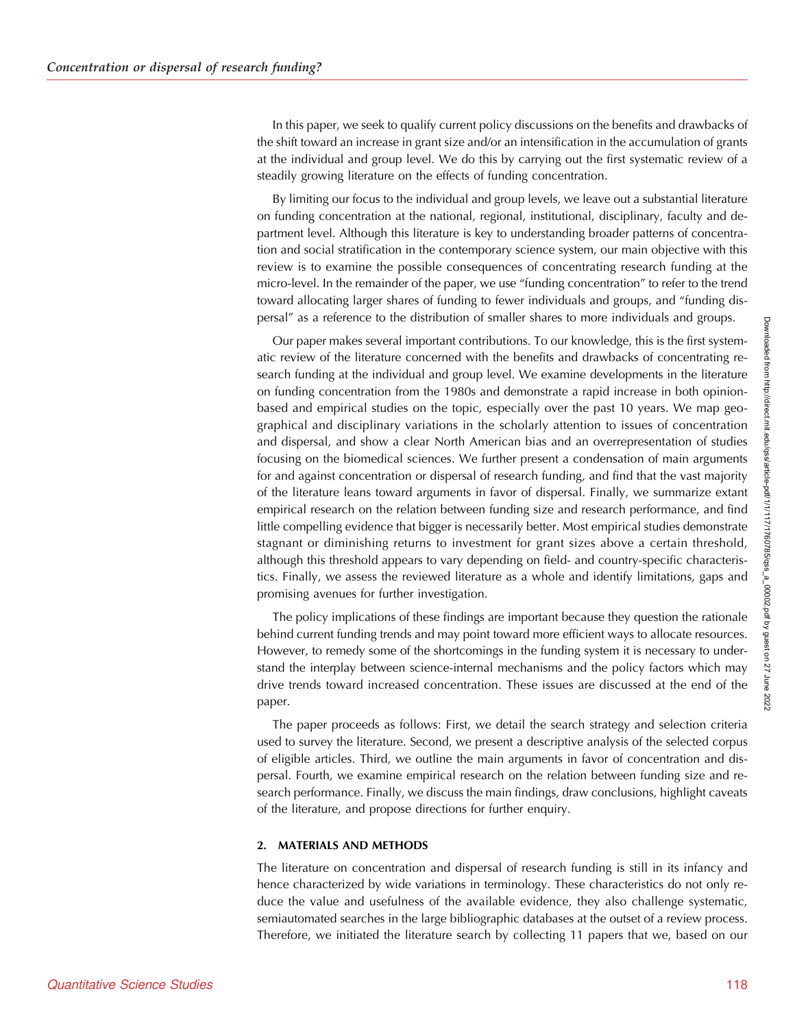In this paper, we seek to qualify current policy discussions on the benefits and drawbacks of the shift toward an increase in grant size and/or an intensification in the accumulation of grants at the individual and group level. We do this by carrying out the first systematic review of a steadily growing literature on the effects of funding concentration.

By limiting our focus to the individual and group levels, we leave out a substantial literature on funding concentration at the national, regional, institutional, disciplinary, faculty and department level. Although this literature is key to understanding broader patterns of concentration and social stratification in the contemporary science system, our main objective with this review is to examine the possible consequences of concentrating research funding at the micro-level. In the remainder of the paper, we use "funding concentration" to refer to the trend toward allocating larger shares of funding to fewer individuals and groups, and "funding dispersal" as a reference to the distribution of smaller shares to more individuals and groups.

Our paper makes several important contributions. To our knowledge, this is the first systematic review of the literature concerned with the benefits and drawbacks of concentrating research funding at the individual and group level. We examine developments in the literature on funding concentration from the 1980s and demonstrate a rapid increase in both opinion-based and empirical studies on the topic, especially over the past 10 years. We map geographical and disciplinary variations in the scholarly attention to issues of concentration and dispersal, and show a clear North American bias and an overrepresentation of studies focusing on the biomedical sciences. We further present a condensation of main arguments for and against concentration or dispersal of research funding, and find that the vast majority of the literature leans toward arguments in favor of dispersal. Finally, we summarize extant empirical research on the relation between funding size and research performance, and find little compelling evidence that bigger is necessarily better. Most empirical studies demonstrate stagnant or diminishing returns to investment for grant sizes above a certain threshold, although this threshold appears to vary depending on field- and country-specific characteristics. Finally, we assess the reviewed literature as a whole and identify limitations, gaps and promising avenues for further investigation.

The policy implications of these findings are important because they question the rationale behind current funding trends and may point toward more efficient ways to allocate resources. However, to remedy some of the shortcomings in the funding system it is necessary to understand the interplay between science-internal mechanisms and the policy factors which may drive trends toward increased concentration. These issues are discussed at the end of the paper.

The paper proceeds as follows: First, we detail the search strategy and selection criteria used to survey the literature. Second, we present a descriptive analysis of the selected corpus of eligible articles. Third, we outline the main arguments in favor of concentration and dispersal. Fourth, we examine empirical research on the relation between funding size and research performance. Finally, we discuss the main findings, draw conclusions, highlight caveats of the literature, and propose directions for further enquiry.

## 2. MATERIALS AND METHODS

The literature on concentration and dispersal of research funding is still in its infancy and hence characterized by wide variations in terminology. These characteristics do not only reduce the value and usefulness of the available evidence, they also challenge systematic, semiautomated searches in the large bibliographic databases at the outset of a review process. Therefore, we initiated the literature search by collecting 11 papers that we, based on our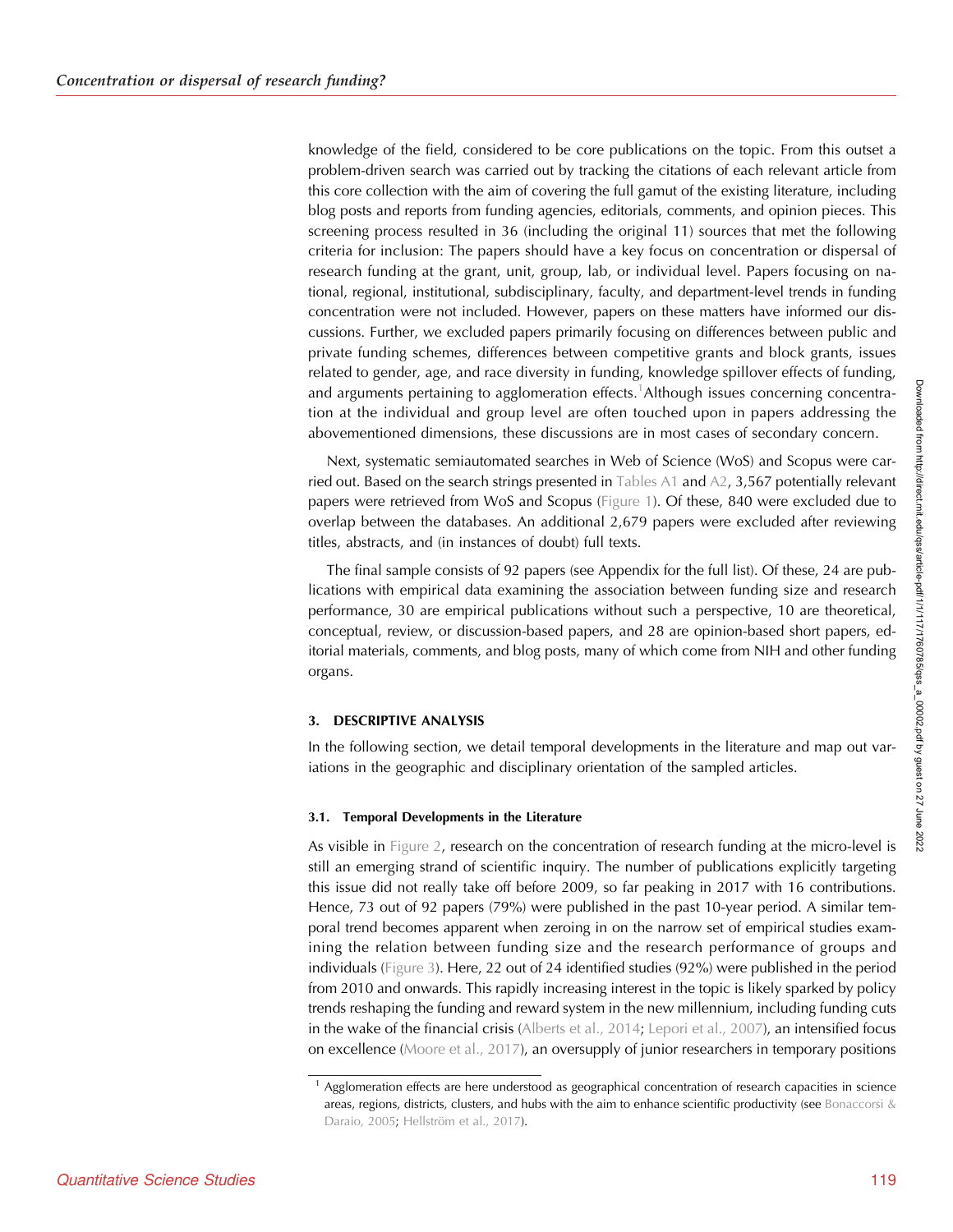knowledge of the field, considered to be core publications on the topic. From this outset a problem-driven search was carried out by tracking the citations of each relevant article from this core collection with the aim of covering the full gamut of the existing literature, including blog posts and reports from funding agencies, editorials, comments, and opinion pieces. This screening process resulted in 36 (including the original 11) sources that met the following criteria for inclusion: The papers should have a key focus on concentration or dispersal of research funding at the grant, unit, group, lab, or individual level. Papers focusing on national, regional, institutional, subdisciplinary, faculty, and department-level trends in funding concentration were not included. However, papers on these matters have informed our discussions. Further, we excluded papers primarily focusing on differences between public and private funding schemes, differences between competitive grants and block grants, issues related to gender, age, and race diversity in funding, knowledge spillover effects of funding, and arguments pertaining to agglomeration effects.[1] Although issues concerning concentration at the individual and group level are often touched upon in papers addressing the abovementioned dimensions, these discussions are in most cases of secondary concern.

Next, systematic semiautomated searches in Web of Science (WoS) and Scopus were carried out. Based on the search strings presented in Tables A1 and A2, 3,567 potentially relevant papers were retrieved from WoS and Scopus (Figure 1). Of these, 840 were excluded due to overlap between the databases. An additional 2,679 papers were excluded after reviewing titles, abstracts, and (in instances of doubt) full texts.

The final sample consists of 92 papers (see Appendix for the full list). Of these, 24 are publications with empirical data examining the association between funding size and research performance, 30 are empirical publications without such a perspective, 10 are theoretical, conceptual, review, or discussion-based papers, and 28 are opinion-based short papers, editorial materials, comments, and blog posts, many of which come from NIH and other funding organs.

## 3. DESCRIPTIVE ANALYSIS

In the following section, we detail temporal developments in the literature and map out variations in the geographic and disciplinary orientation of the sampled articles.

### 3.1. Temporal Developments in the Literature

As visible in Figure 2, research on the concentration of research funding at the micro-level is still an emerging strand of scientific inquiry. The number of publications explicitly targeting this issue did not really take off before 2009, so far peaking in 2017 with 16 contributions. Hence, 73 out of 92 papers (79%) were published in the past 10-year period. A similar temporal trend becomes apparent when zeroing in on the narrow set of empirical studies examining the relation between funding size and the research performance of groups and individuals (Figure 3). Here, 22 out of 24 identified studies (92%) were published in the period from 2010 and onwards. This rapidly increasing interest in the topic is likely sparked by policy trends reshaping the funding and reward system in the new millennium, including funding cuts in the wake of the financial crisis (Alberts et al., 2014; Lepori et al., 2007), an intensified focus on excellence (Moore et al., 2017), an oversupply of junior researchers in temporary positions

[1] Agglomeration effects are here understood as geographical concentration of research capacities in science areas, regions, districts, clusters, and hubs with the aim to enhance scientific productivity (see Bonaccorsi & Daraio, 2005; Hellström et al., 2017).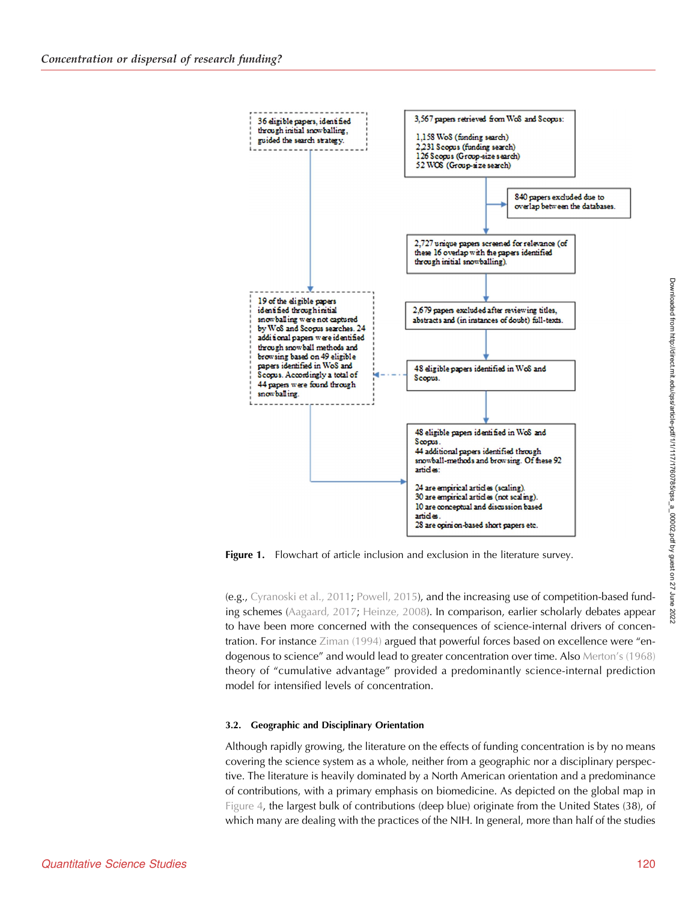36 eligible papers, identified through initial snowballing, guided the search strategy.

3,567 papers retrieved from WoS and Scopus:

1,158 WoS (funding search)
2,231 Scopus (funding search)
126 Scopus (Group-size search)
52 WOS (Group-size search)

840 papers excluded due to overlap between the databases.

2,727 unique papers screened for relevance (of these 16 overlap with the papers identified through initial snowballing).

2,679 papers excluded after reviewing titles, abstracts and (in instances of doubt) full-texts.

48 eligible papers identified in WoS and Scopus.

19 of the eligible papers identified through initial snowballing were not captured by WoS and Scopus searches. 24 additional papers were identified through snowball methods and browsing based on 49 eligible papers identified in WoS and Scopus. Accordingly a total of 44 papers were found through snowballing.

48 eligible papers identified in WoS and Scopus.
44 additional papers identified through snowball-methods and browsing. Of these 92 articles:

24 are empirical articles (scaling).
30 are empirical articles (not scaling).
10 are conceptual and discussion based articles.
28 are opinion-based short papers etc.

**Figure 1.** Flowchart of article inclusion and exclusion in the literature survey.

(e.g., Cyranoski et al., 2011; Powell, 2015), and the increasing use of competition-based funding schemes (Aagaard, 2017; Heinze, 2008). In comparison, earlier scholarly debates appear to have been more concerned with the consequences of science-internal drivers of concentration. For instance Ziman (1994) argued that powerful forces based on excellence were "endogenous to science" and would lead to greater concentration over time. Also Merton's (1968) theory of "cumulative advantage" provided a predominantly science-internal prediction model for intensified levels of concentration.

### 3.2. Geographic and Disciplinary Orientation

Although rapidly growing, the literature on the effects of funding concentration is by no means covering the science system as a whole, neither from a geographic nor a disciplinary perspective. The literature is heavily dominated by a North American orientation and a predominance of contributions, with a primary emphasis on biomedicine. As depicted on the global map in Figure 4, the largest bulk of contributions (deep blue) originate from the United States (38), of which many are dealing with the practices of the NIH. In general, more than half of the studies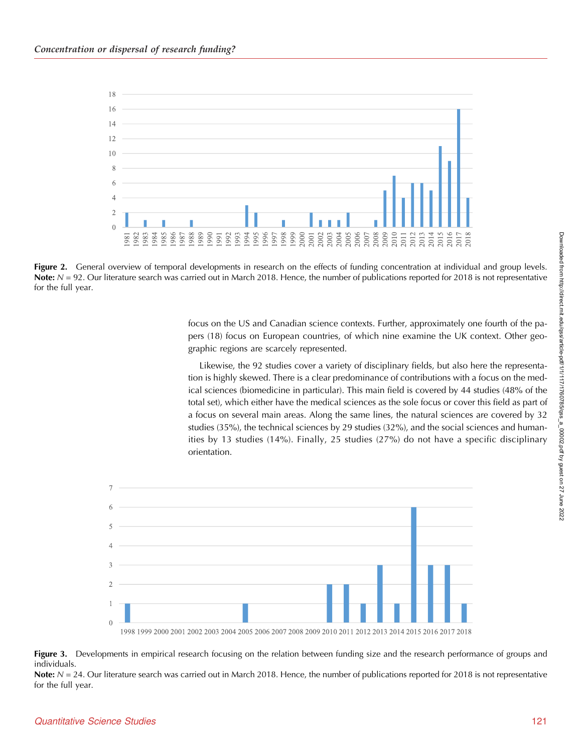Figure 2. General overview of temporal developments in research on the effects of funding concentration at individual and group levels. **Note:** $N$ = 92. Our literature search was carried out in March 2018. Hence, the number of publications reported for 2018 is not representative for the full year.

focus on the US and Canadian science contexts. Further, approximately one fourth of the papers (18) focus on European countries, of which nine examine the UK context. Other geographic regions are scarcely represented.

Likewise, the 92 studies cover a variety of disciplinary fields, but also here the representation is highly skewed. There is a clear predominance of contributions with a focus on the medical sciences (biomedicine in particular). This main field is covered by 44 studies (48% of the total set), which either have the medical sciences as the sole focus or cover this field as part of a focus on several main areas. Along the same lines, the natural sciences are covered by 32 studies (35%), the technical sciences by 29 studies (32%), and the social sciences and humanities by 13 studies (14%). Finally, 25 studies (27%) do not have a specific disciplinary orientation.

Figure 3. Developments in empirical research focusing on the relation between funding size and the research performance of groups and individuals.
**Note:** $N$ = 24. Our literature search was carried out in March 2018. Hence, the number of publications reported for 2018 is not representative for the full year.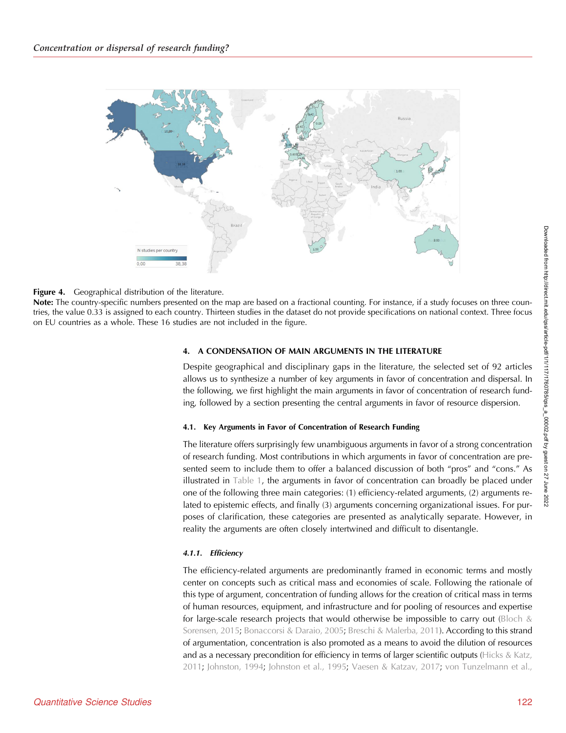**Figure 4.** Geographical distribution of the literature.

**Note:** The country-specific numbers presented on the map are based on a fractional counting. For instance, if a study focuses on three countries, the value 0.33 is assigned to each country. Thirteen studies in the dataset do not provide specifications on national context. Three focus on EU countries as a whole. These 16 studies are not included in the figure.

## 4. A CONDENSATION OF MAIN ARGUMENTS IN THE LITERATURE

Despite geographical and disciplinary gaps in the literature, the selected set of 92 articles allows us to synthesize a number of key arguments in favor of concentration and dispersal. In the following, we first highlight the main arguments in favor of concentration of research funding, followed by a section presenting the central arguments in favor of resource dispersion.

### 4.1. Key Arguments in Favor of Concentration of Research Funding

The literature offers surprisingly few unambiguous arguments in favor of a strong concentration of research funding. Most contributions in which arguments in favor of concentration are presented seem to include them to offer a balanced discussion of both "pros" and "cons." As illustrated in Table 1, the arguments in favor of concentration can broadly be placed under one of the following three main categories: (1) efficiency-related arguments, (2) arguments related to epistemic effects, and finally (3) arguments concerning organizational issues. For purposes of clarification, these categories are presented as analytically separate. However, in reality the arguments are often closely intertwined and difficult to disentangle.

#### 4.1.1. *Efficiency*

The efficiency-related arguments are predominantly framed in economic terms and mostly center on concepts such as critical mass and economies of scale. Following the rationale of this type of argument, concentration of funding allows for the creation of critical mass in terms of human resources, equipment, and infrastructure and for pooling of resources and expertise for large-scale research projects that would otherwise be impossible to carry out (Bloch & Sorensen, 2015; Bonaccorsi & Daraio, 2005; Breschi & Malerba, 2011). According to this strand of argumentation, concentration is also promoted as a means to avoid the dilution of resources and as a necessary precondition for efficiency in terms of larger scientific outputs (Hicks & Katz, 2011; Johnston, 1994; Johnston et al., 1995; Vaesen & Katzav, 2017; von Tunzelmann et al.,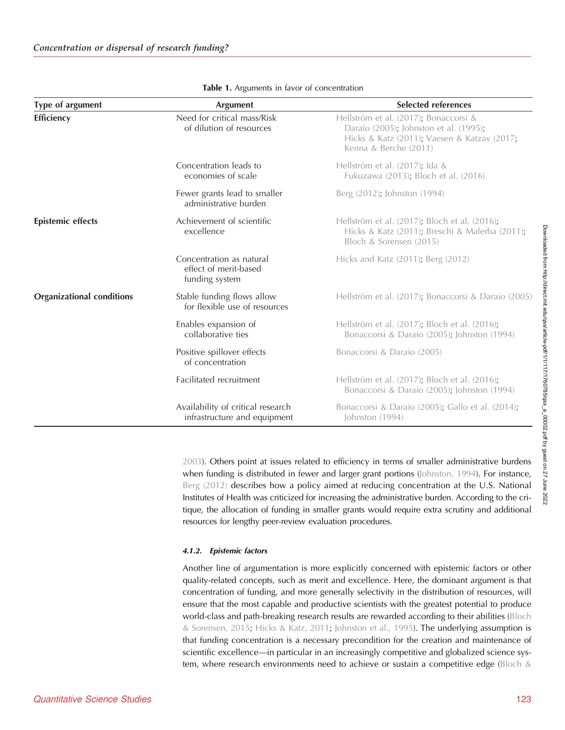**Table 1.** Arguments in favor of concentration

| Type of argument | Argument | Selected references |
|---|---|---|
| **Efficiency** | Need for critical mass/Risk of dilution of resources | Hellström et al. (2017); Bonaccorsi & Daraio (2005); Johnston et al. (1995); Hicks & Katz (2011); Vaesen & Katzav (2017; Kenna & Berche (2011) |
| | Concentration leads to economies of scale | Hellström et al. (2017); Ida & Fukuzawa (2013); Bloch et al. (2016) |
| | Fewer grants lead to smaller administrative burden | Berg (2012); Johnston (1994) |
| **Epistemic effects** | Achievement of scientific excellence | Hellström et al. (2017); Bloch et al. (2016); Hicks & Katz (2011); Breschi & Malerba (2011); Bloch & Sorensen (2015) |
| | Concentration as natural effect of merit-based funding system | Hicks and Katz (2011); Berg (2012) |
| **Organizational conditions** | Stable funding flows allow for flexible use of resources | Hellström et al. (2017); Bonaccorsi & Daraio (2005) |
| | Enables expansion of collaborative ties | Hellström et al. (2017); Bloch et al. (2016); Bonaccorsi & Daraio (2005); Johnston (1994) |
| | Positive spillover effects of concentration | Bonaccorsi & Daraio (2005) |
| | Facilitated recruitment | Hellström et al. (2017); Bloch et al. (2016); Bonaccorsi & Daraio (2005); Johnston (1994) |
| | Availability of critical research infrastructure and equipment | Bonaccorsi & Daraio (2005); Gallo et al. (2014); Johnston (1994) |

2003). Others point at issues related to efficiency in terms of smaller administrative burdens when funding is distributed in fewer and larger grant portions (Johnston, 1994). For instance, Berg (2012) describes how a policy aimed at reducing concentration at the U.S. National Institutes of Health was criticized for increasing the administrative burden. According to the critique, the allocation of funding in smaller grants would require extra scrutiny and additional resources for lengthy peer-review evaluation procedures.

#### 4.1.2. *Epistemic factors*

Another line of argumentation is more explicitly concerned with epistemic factors or other quality-related concepts, such as merit and excellence. Here, the dominant argument is that concentration of funding, and more generally selectivity in the distribution of resources, will ensure that the most capable and productive scientists with the greatest potential to produce world-class and path-breaking research results are rewarded according to their abilities (Bloch & Sorensen, 2015; Hicks & Katz, 2011; Johnston et al., 1995). The underlying assumption is that funding concentration is a necessary precondition for the creation and maintenance of scientific excellence—in particular in an increasingly competitive and globalized science system, where research environments need to achieve or sustain a competitive edge (Bloch &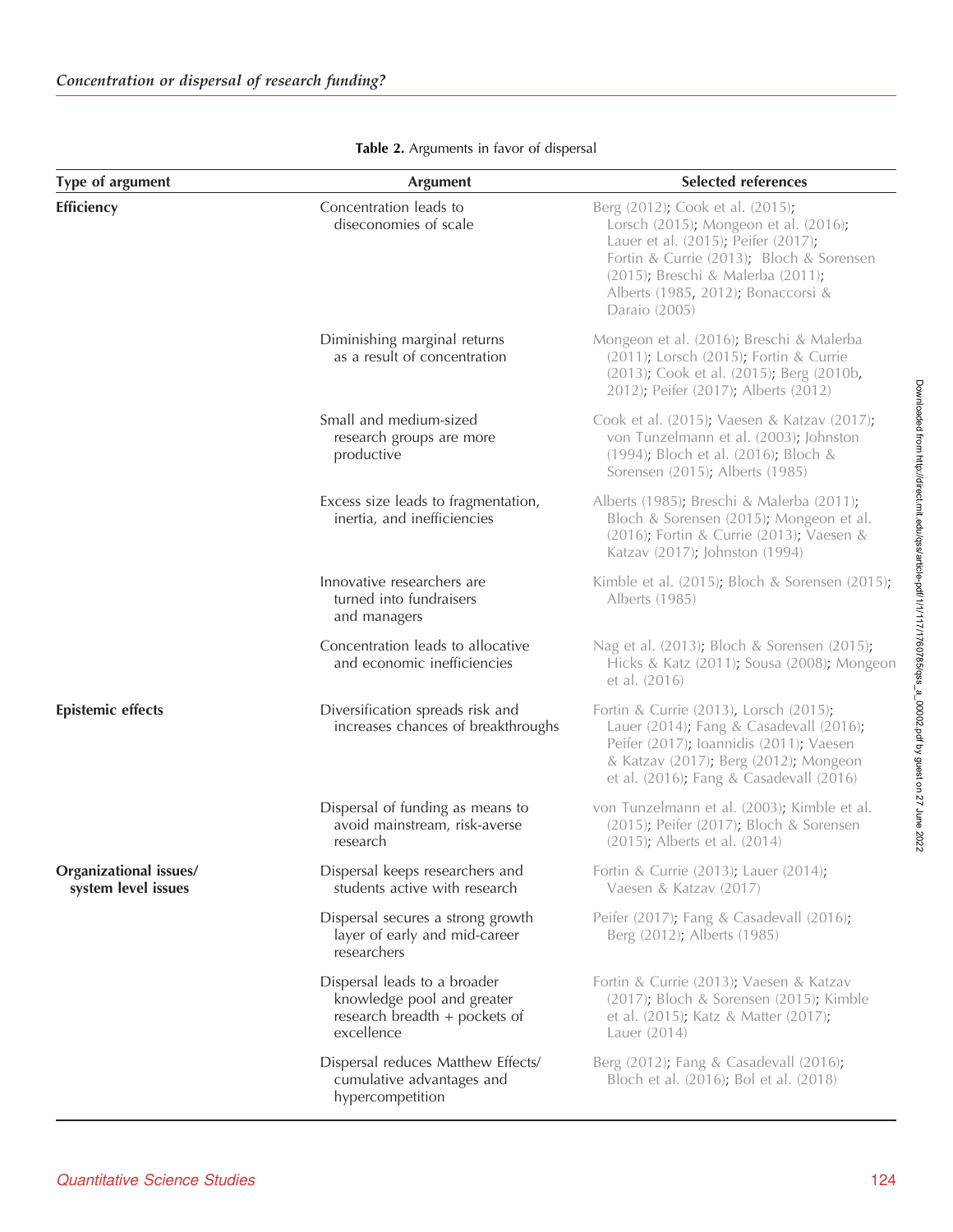**Table 2.** Arguments in favor of dispersal

| Type of argument | Argument | Selected references |
|---|---|---|
| **Efficiency** | Concentration leads to diseconomies of scale | Berg (2012); Cook et al. (2015); Lorsch (2015); Mongeon et al. (2016); Lauer et al. (2015); Peifer (2017); Fortin & Currie (2013); Bloch & Sorensen (2015); Breschi & Malerba (2011); Alberts (1985, 2012); Bonaccorsi & Daraio (2005) |
| | Diminishing marginal returns as a result of concentration | Mongeon et al. (2016); Breschi & Malerba (2011); Lorsch (2015); Fortin & Currie (2013); Cook et al. (2015); Berg (2010b, 2012); Peifer (2017); Alberts (2012) |
| | Small and medium-sized research groups are more productive | Cook et al. (2015); Vaesen & Katzav (2017); von Tunzelmann et al. (2003); Johnston (1994); Bloch et al. (2016); Bloch & Sorensen (2015); Alberts (1985) |
| | Excess size leads to fragmentation, inertia, and inefficiencies | Alberts (1985); Breschi & Malerba (2011); Bloch & Sorensen (2015); Mongeon et al. (2016); Fortin & Currie (2013); Vaesen & Katzav (2017); Johnston (1994) |
| | Innovative researchers are turned into fundraisers and managers | Kimble et al. (2015); Bloch & Sorensen (2015); Alberts (1985) |
| | Concentration leads to allocative and economic inefficiencies | Nag et al. (2013); Bloch & Sorensen (2015); Hicks & Katz (2011); Sousa (2008); Mongeon et al. (2016) |
| **Epistemic effects** | Diversification spreads risk and increases chances of breakthroughs | Fortin & Currie (2013), Lorsch (2015); Lauer (2014); Fang & Casadevall (2016); Peifer (2017); Ioannidis (2011); Vaesen & Katzav (2017); Berg (2012); Mongeon et al. (2016); Fang & Casadevall (2016) |
| | Dispersal of funding as means to avoid mainstream, risk-averse research | von Tunzelmann et al. (2003); Kimble et al. (2015); Peifer (2017); Bloch & Sorensen (2015); Alberts et al. (2014) |
| **Organizational issues/ system level issues** | Dispersal keeps researchers and students active with research | Fortin & Currie (2013); Lauer (2014); Vaesen & Katzav (2017) |
| | Dispersal secures a strong growth layer of early and mid-career researchers | Peifer (2017); Fang & Casadevall (2016); Berg (2012); Alberts (1985) |
| | Dispersal leads to a broader knowledge pool and greater research breadth + pockets of excellence | Fortin & Currie (2013); Vaesen & Katzav (2017); Bloch & Sorensen (2015); Kimble et al. (2015); Katz & Matter (2017); Lauer (2014) |
| | Dispersal reduces Matthew Effects/ cumulative advantages and hypercompetition | Berg (2012); Fang & Casadevall (2016); Bloch et al. (2016); Bol et al. (2018) |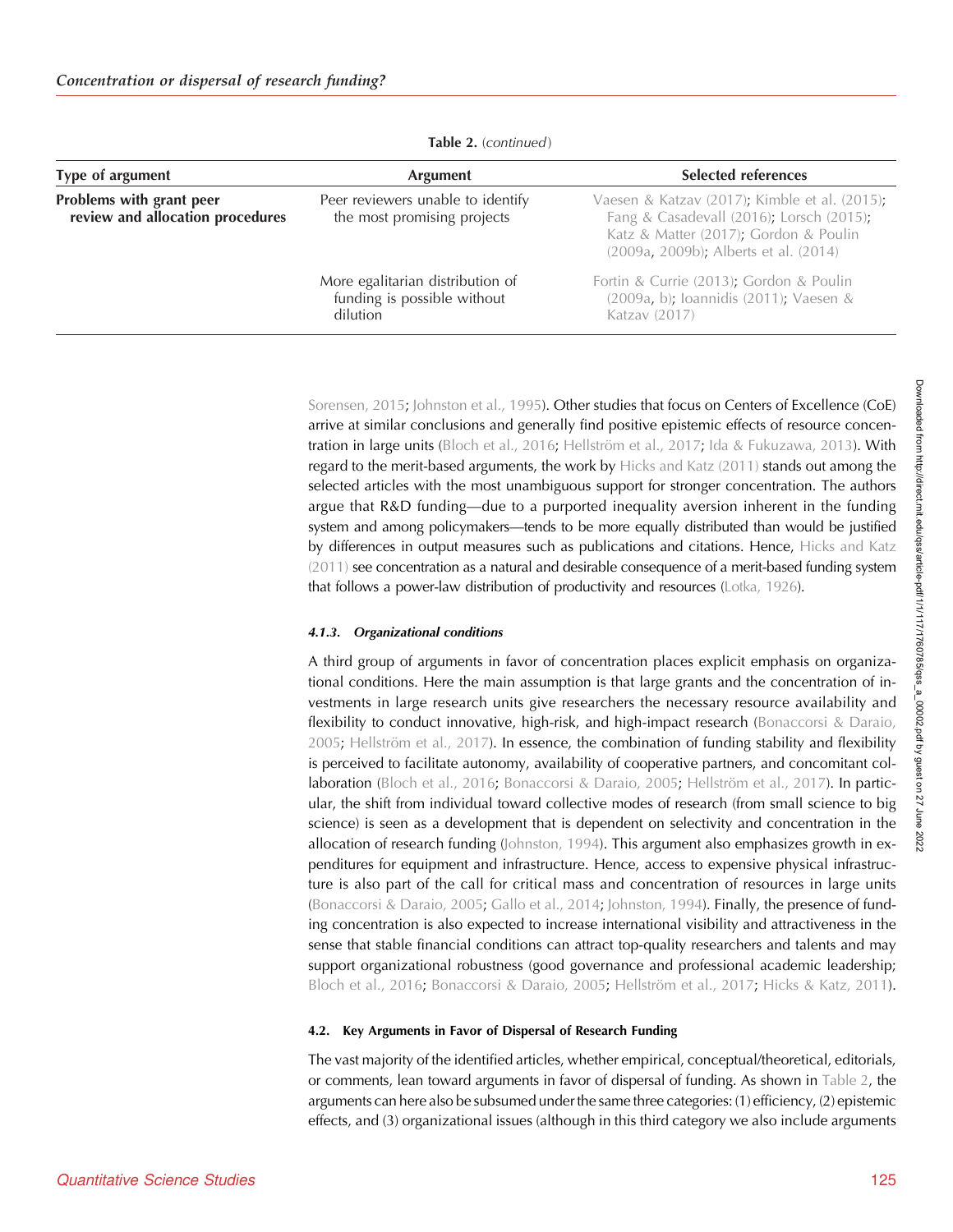**Table 2.** (*continued*)

| Type of argument | Argument | Selected references |
| --- | --- | --- |
| **Problems with grant peer review and allocation procedures** | Peer reviewers unable to identify the most promising projects | Vaesen & Katzav (2017); Kimble et al. (2015); Fang & Casadevall (2016); Lorsch (2015); Katz & Matter (2017); Gordon & Poulin (2009a, 2009b); Alberts et al. (2014) |
| | More egalitarian distribution of funding is possible without dilution | Fortin & Currie (2013); Gordon & Poulin (2009a, b); Ioannidis (2011); Vaesen & Katzav (2017) |

Sorensen, 2015; Johnston et al., 1995). Other studies that focus on Centers of Excellence (CoE) arrive at similar conclusions and generally find positive epistemic effects of resource concentration in large units (Bloch et al., 2016; Hellström et al., 2017; Ida & Fukuzawa, 2013). With regard to the merit-based arguments, the work by Hicks and Katz (2011) stands out among the selected articles with the most unambiguous support for stronger concentration. The authors argue that R&D funding—due to a purported inequality aversion inherent in the funding system and among policymakers—tends to be more equally distributed than would be justified by differences in output measures such as publications and citations. Hence, Hicks and Katz (2011) see concentration as a natural and desirable consequence of a merit-based funding system that follows a power-law distribution of productivity and resources (Lotka, 1926).

#### 4.1.3. *Organizational conditions*

A third group of arguments in favor of concentration places explicit emphasis on organizational conditions. Here the main assumption is that large grants and the concentration of investments in large research units give researchers the necessary resource availability and flexibility to conduct innovative, high-risk, and high-impact research (Bonaccorsi & Daraio, 2005; Hellström et al., 2017). In essence, the combination of funding stability and flexibility is perceived to facilitate autonomy, availability of cooperative partners, and concomitant collaboration (Bloch et al., 2016; Bonaccorsi & Daraio, 2005; Hellström et al., 2017). In particular, the shift from individual toward collective modes of research (from small science to big science) is seen as a development that is dependent on selectivity and concentration in the allocation of research funding (Johnston, 1994). This argument also emphasizes growth in expenditures for equipment and infrastructure. Hence, access to expensive physical infrastructure is also part of the call for critical mass and concentration of resources in large units (Bonaccorsi & Daraio, 2005; Gallo et al., 2014; Johnston, 1994). Finally, the presence of funding concentration is also expected to increase international visibility and attractiveness in the sense that stable financial conditions can attract top-quality researchers and talents and may support organizational robustness (good governance and professional academic leadership; Bloch et al., 2016; Bonaccorsi & Daraio, 2005; Hellström et al., 2017; Hicks & Katz, 2011).

### 4.2. Key Arguments in Favor of Dispersal of Research Funding

The vast majority of the identified articles, whether empirical, conceptual/theoretical, editorials, or comments, lean toward arguments in favor of dispersal of funding. As shown in Table 2, the arguments can here also be subsumed under the same three categories: (1) efficiency, (2) epistemic effects, and (3) organizational issues (although in this third category we also include arguments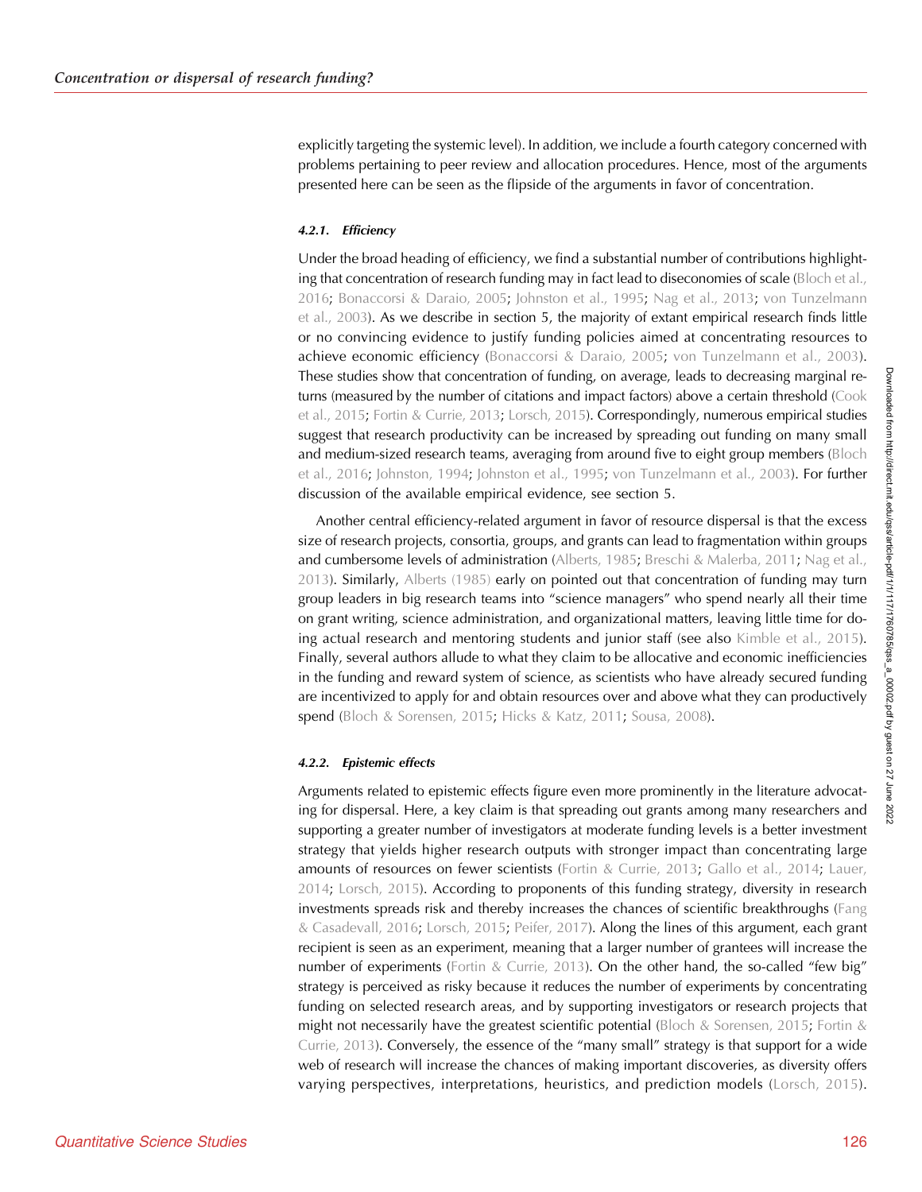explicitly targeting the systemic level). In addition, we include a fourth category concerned with problems pertaining to peer review and allocation procedures. Hence, most of the arguments presented here can be seen as the flipside of the arguments in favor of concentration.

#### 4.2.1. Efficiency

Under the broad heading of efficiency, we find a substantial number of contributions highlighting that concentration of research funding may in fact lead to diseconomies of scale (Bloch et al., 2016; Bonaccorsi & Daraio, 2005; Johnston et al., 1995; Nag et al., 2013; von Tunzelmann et al., 2003). As we describe in section 5, the majority of extant empirical research finds little or no convincing evidence to justify funding policies aimed at concentrating resources to achieve economic efficiency (Bonaccorsi & Daraio, 2005; von Tunzelmann et al., 2003). These studies show that concentration of funding, on average, leads to decreasing marginal returns (measured by the number of citations and impact factors) above a certain threshold (Cook et al., 2015; Fortin & Currie, 2013; Lorsch, 2015). Correspondingly, numerous empirical studies suggest that research productivity can be increased by spreading out funding on many small and medium-sized research teams, averaging from around five to eight group members (Bloch et al., 2016; Johnston, 1994; Johnston et al., 1995; von Tunzelmann et al., 2003). For further discussion of the available empirical evidence, see section 5.

Another central efficiency-related argument in favor of resource dispersal is that the excess size of research projects, consortia, groups, and grants can lead to fragmentation within groups and cumbersome levels of administration (Alberts, 1985; Breschi & Malerba, 2011; Nag et al., 2013). Similarly, Alberts (1985) early on pointed out that concentration of funding may turn group leaders in big research teams into "science managers" who spend nearly all their time on grant writing, science administration, and organizational matters, leaving little time for doing actual research and mentoring students and junior staff (see also Kimble et al., 2015). Finally, several authors allude to what they claim to be allocative and economic inefficiencies in the funding and reward system of science, as scientists who have already secured funding are incentivized to apply for and obtain resources over and above what they can productively spend (Bloch & Sorensen, 2015; Hicks & Katz, 2011; Sousa, 2008).

#### 4.2.2. Epistemic effects

Arguments related to epistemic effects figure even more prominently in the literature advocating for dispersal. Here, a key claim is that spreading out grants among many researchers and supporting a greater number of investigators at moderate funding levels is a better investment strategy that yields higher research outputs with stronger impact than concentrating large amounts of resources on fewer scientists (Fortin & Currie, 2013; Gallo et al., 2014; Lauer, 2014; Lorsch, 2015). According to proponents of this funding strategy, diversity in research investments spreads risk and thereby increases the chances of scientific breakthroughs (Fang & Casadevall, 2016; Lorsch, 2015; Peifer, 2017). Along the lines of this argument, each grant recipient is seen as an experiment, meaning that a larger number of grantees will increase the number of experiments (Fortin & Currie, 2013). On the other hand, the so-called "few big" strategy is perceived as risky because it reduces the number of experiments by concentrating funding on selected research areas, and by supporting investigators or research projects that might not necessarily have the greatest scientific potential (Bloch & Sorensen, 2015; Fortin & Currie, 2013). Conversely, the essence of the "many small" strategy is that support for a wide web of research will increase the chances of making important discoveries, as diversity offers varying perspectives, interpretations, heuristics, and prediction models (Lorsch, 2015).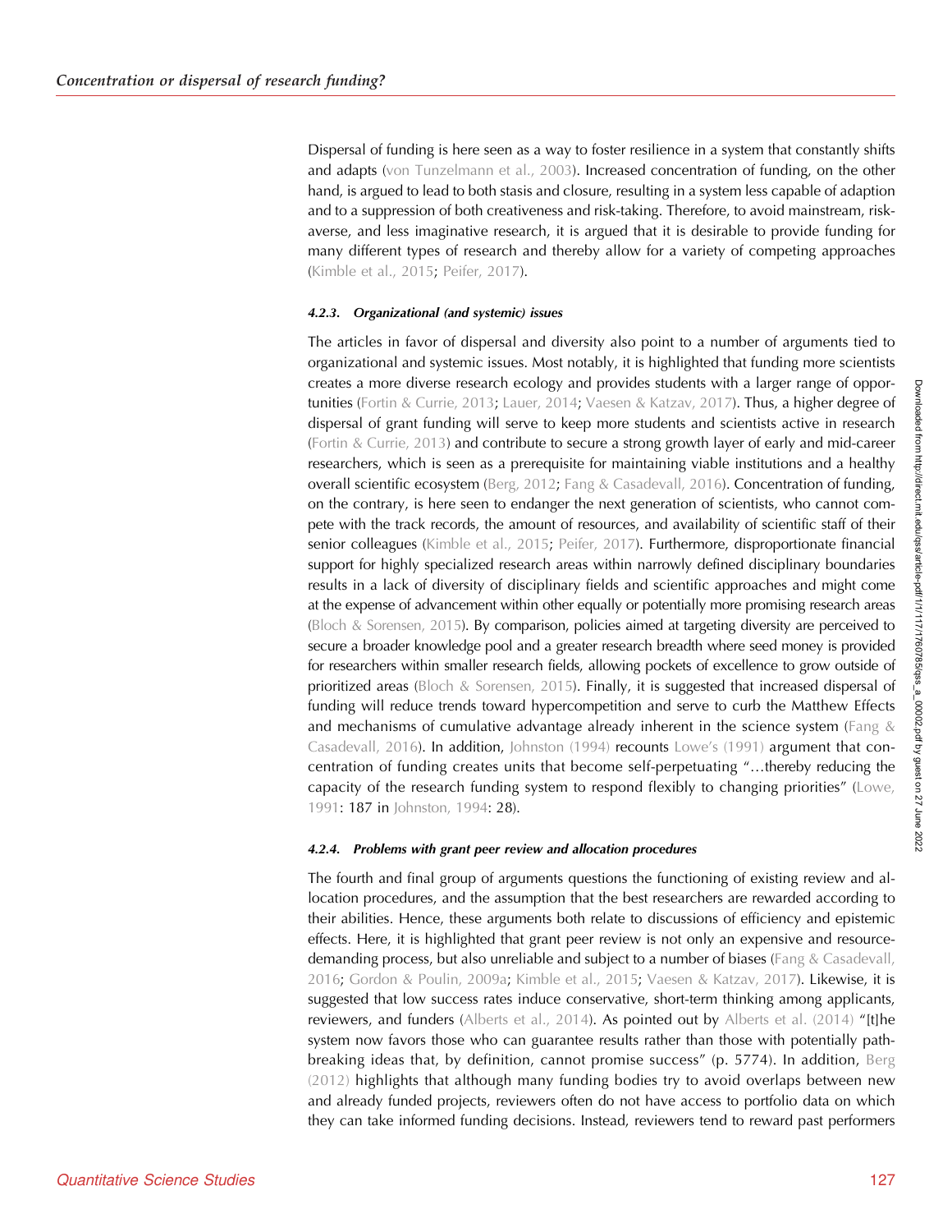Dispersal of funding is here seen as a way to foster resilience in a system that constantly shifts and adapts (von Tunzelmann et al., 2003). Increased concentration of funding, on the other hand, is argued to lead to both stasis and closure, resulting in a system less capable of adaption and to a suppression of both creativeness and risk-taking. Therefore, to avoid mainstream, risk-averse, and less imaginative research, it is argued that it is desirable to provide funding for many different types of research and thereby allow for a variety of competing approaches (Kimble et al., 2015; Peifer, 2017).

#### 4.2.3. Organizational (and systemic) issues

The articles in favor of dispersal and diversity also point to a number of arguments tied to organizational and systemic issues. Most notably, it is highlighted that funding more scientists creates a more diverse research ecology and provides students with a larger range of opportunities (Fortin & Currie, 2013; Lauer, 2014; Vaesen & Katzav, 2017). Thus, a higher degree of dispersal of grant funding will serve to keep more students and scientists active in research (Fortin & Currie, 2013) and contribute to secure a strong growth layer of early and mid-career researchers, which is seen as a prerequisite for maintaining viable institutions and a healthy overall scientific ecosystem (Berg, 2012; Fang & Casadevall, 2016). Concentration of funding, on the contrary, is here seen to endanger the next generation of scientists, who cannot compete with the track records, the amount of resources, and availability of scientific staff of their senior colleagues (Kimble et al., 2015; Peifer, 2017). Furthermore, disproportionate financial support for highly specialized research areas within narrowly defined disciplinary boundaries results in a lack of diversity of disciplinary fields and scientific approaches and might come at the expense of advancement within other equally or potentially more promising research areas (Bloch & Sorensen, 2015). By comparison, policies aimed at targeting diversity are perceived to secure a broader knowledge pool and a greater research breadth where seed money is provided for researchers within smaller research fields, allowing pockets of excellence to grow outside of prioritized areas (Bloch & Sorensen, 2015). Finally, it is suggested that increased dispersal of funding will reduce trends toward hypercompetition and serve to curb the Matthew Effects and mechanisms of cumulative advantage already inherent in the science system (Fang & Casadevall, 2016). In addition, Johnston (1994) recounts Lowe's (1991) argument that concentration of funding creates units that become self-perpetuating "…thereby reducing the capacity of the research funding system to respond flexibly to changing priorities" (Lowe, 1991: 187 in Johnston, 1994: 28).

#### 4.2.4. Problems with grant peer review and allocation procedures

The fourth and final group of arguments questions the functioning of existing review and allocation procedures, and the assumption that the best researchers are rewarded according to their abilities. Hence, these arguments both relate to discussions of efficiency and epistemic effects. Here, it is highlighted that grant peer review is not only an expensive and resource-demanding process, but also unreliable and subject to a number of biases (Fang & Casadevall, 2016; Gordon & Poulin, 2009a; Kimble et al., 2015; Vaesen & Katzav, 2017). Likewise, it is suggested that low success rates induce conservative, short-term thinking among applicants, reviewers, and funders (Alberts et al., 2014). As pointed out by Alberts et al. (2014) "[t]he system now favors those who can guarantee results rather than those with potentially pathbreaking ideas that, by definition, cannot promise success" (p. 5774). In addition, Berg (2012) highlights that although many funding bodies try to avoid overlaps between new and already funded projects, reviewers often do not have access to portfolio data on which they can take informed funding decisions. Instead, reviewers tend to reward past performers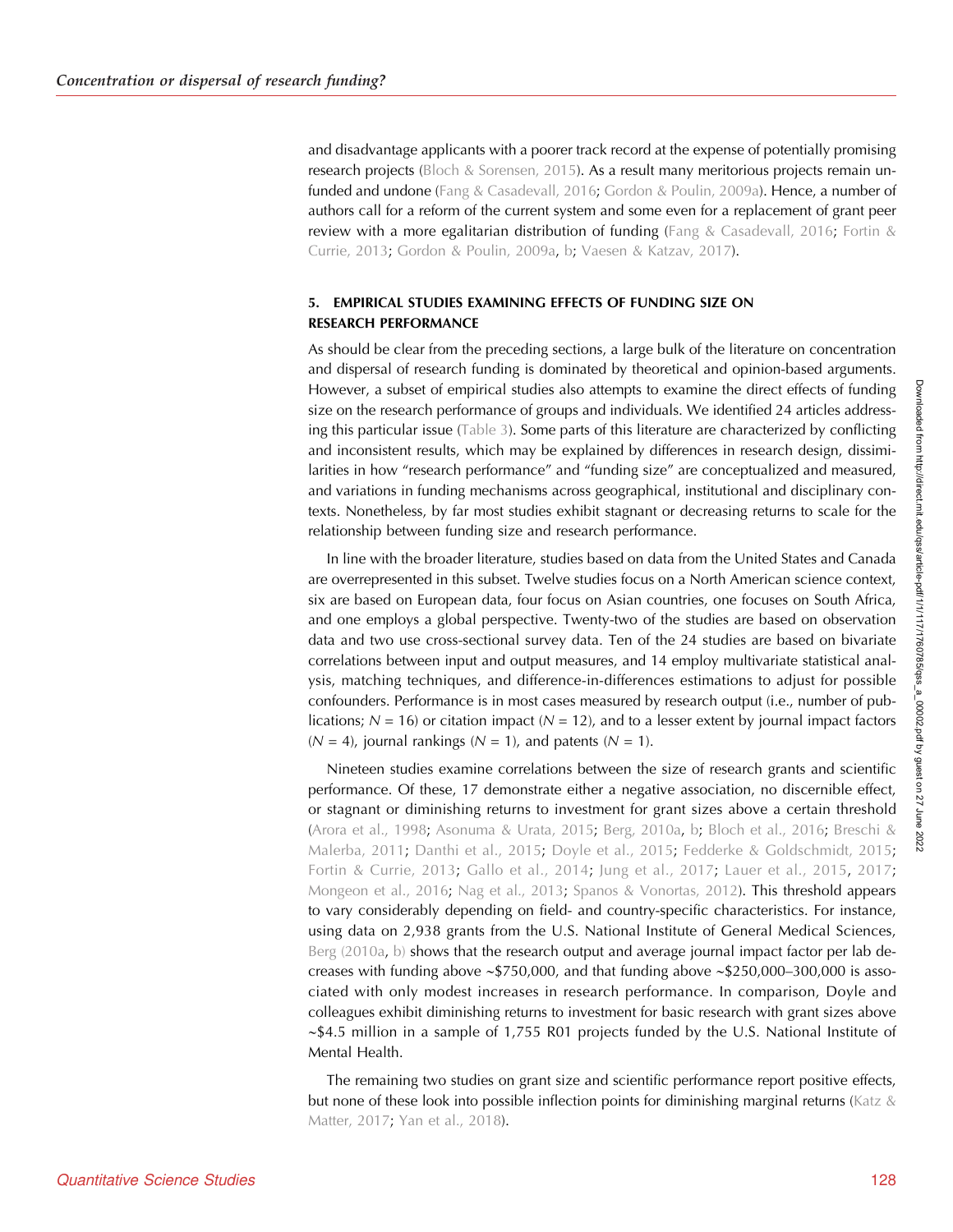and disadvantage applicants with a poorer track record at the expense of potentially promising research projects (Bloch & Sorensen, 2015). As a result many meritorious projects remain unfunded and undone (Fang & Casadevall, 2016; Gordon & Poulin, 2009a). Hence, a number of authors call for a reform of the current system and some even for a replacement of grant peer review with a more egalitarian distribution of funding (Fang & Casadevall, 2016; Fortin & Currie, 2013; Gordon & Poulin, 2009a, b; Vaesen & Katzav, 2017).

## 5. EMPIRICAL STUDIES EXAMINING EFFECTS OF FUNDING SIZE ON RESEARCH PERFORMANCE

As should be clear from the preceding sections, a large bulk of the literature on concentration and dispersal of research funding is dominated by theoretical and opinion-based arguments. However, a subset of empirical studies also attempts to examine the direct effects of funding size on the research performance of groups and individuals. We identified 24 articles addressing this particular issue (Table 3). Some parts of this literature are characterized by conflicting and inconsistent results, which may be explained by differences in research design, dissimilarities in how "research performance" and "funding size" are conceptualized and measured, and variations in funding mechanisms across geographical, institutional and disciplinary contexts. Nonetheless, by far most studies exhibit stagnant or decreasing returns to scale for the relationship between funding size and research performance.

In line with the broader literature, studies based on data from the United States and Canada are overrepresented in this subset. Twelve studies focus on a North American science context, six are based on European data, four focus on Asian countries, one focuses on South Africa, and one employs a global perspective. Twenty-two of the studies are based on observation data and two use cross-sectional survey data. Ten of the 24 studies are based on bivariate correlations between input and output measures, and 14 employ multivariate statistical analysis, matching techniques, and difference-in-differences estimations to adjust for possible confounders. Performance is in most cases measured by research output (i.e., number of publications; $N = 16$) or citation impact ($N = 12$), and to a lesser extent by journal impact factors ($N = 4$), journal rankings ($N = 1$), and patents ($N = 1$).

Nineteen studies examine correlations between the size of research grants and scientific performance. Of these, 17 demonstrate either a negative association, no discernible effect, or stagnant or diminishing returns to investment for grant sizes above a certain threshold (Arora et al., 1998; Asonuma & Urata, 2015; Berg, 2010a, b; Bloch et al., 2016; Breschi & Malerba, 2011; Danthi et al., 2015; Doyle et al., 2015; Fedderke & Goldschmidt, 2015; Fortin & Currie, 2013; Gallo et al., 2014; Jung et al., 2017; Lauer et al., 2015, 2017; Mongeon et al., 2016; Nag et al., 2013; Spanos & Vonortas, 2012). This threshold appears to vary considerably depending on field- and country-specific characteristics. For instance, using data on 2,938 grants from the U.S. National Institute of General Medical Sciences, Berg (2010a, b) shows that the research output and average journal impact factor per lab decreases with funding above ~\$750,000, and that funding above ~\$250,000–300,000 is associated with only modest increases in research performance. In comparison, Doyle and colleagues exhibit diminishing returns to investment for basic research with grant sizes above ~\$4.5 million in a sample of 1,755 R01 projects funded by the U.S. National Institute of Mental Health.

The remaining two studies on grant size and scientific performance report positive effects, but none of these look into possible inflection points for diminishing marginal returns (Katz & Matter, 2017; Yan et al., 2018).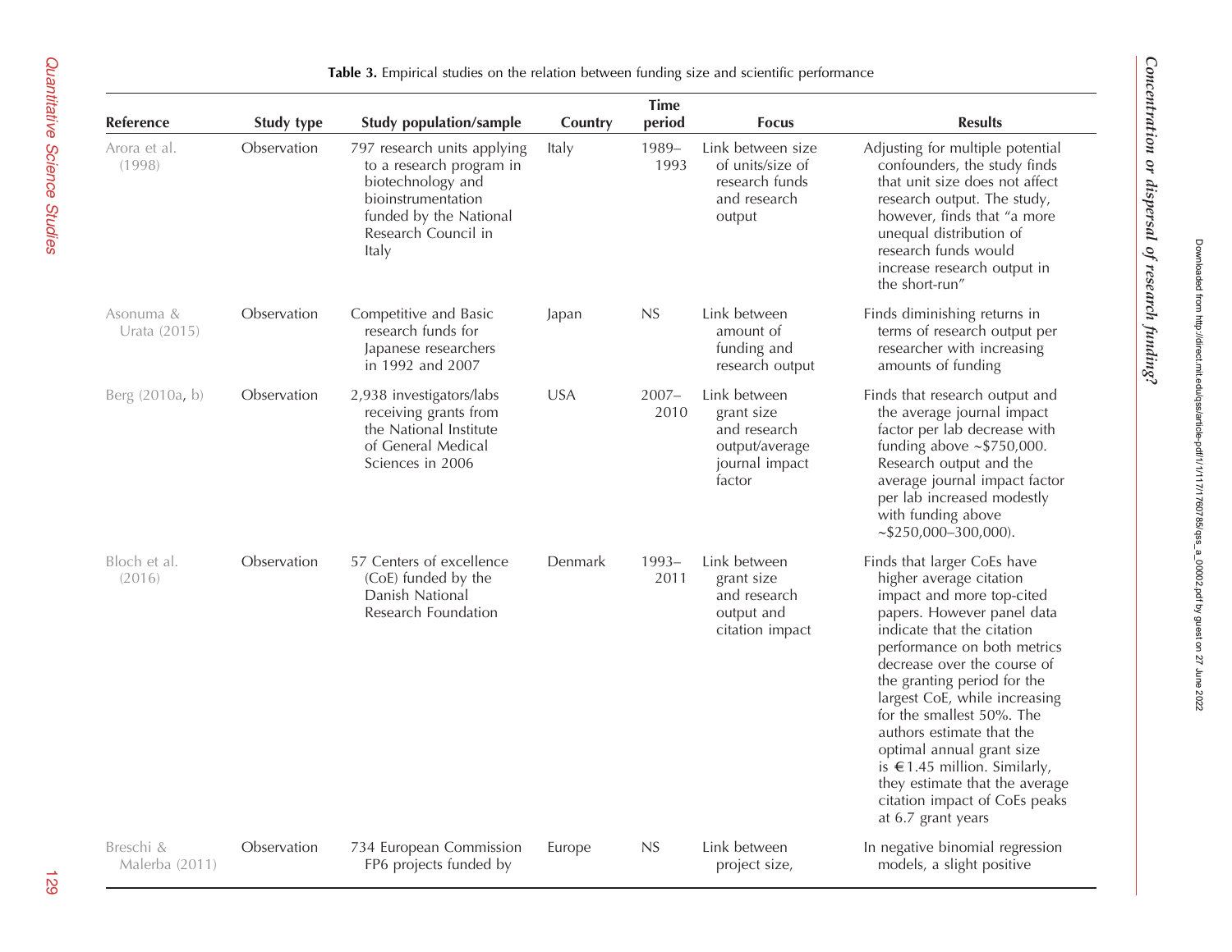**Table 3.** Empirical studies on the relation between funding size and scientific performance

| Reference | Study type | Study population/sample | Country | Time period | Focus | Results |
|---|---|---|---|---|---|---|
| Arora et al. (1998) | Observation | 797 research units applying to a research program in biotechnology and bioinstrumentation funded by the National Research Council in Italy | Italy | 1989–1993 | Link between size of units/size of research funds and research output | Adjusting for multiple potential confounders, the study finds that unit size does not affect research output. The study, however, finds that "a more unequal distribution of research funds would increase research output in the short-run" |
| Asonuma & Urata (2015) | Observation | Competitive and Basic research funds for Japanese researchers in 1992 and 2007 | Japan | NS | Link between amount of funding and research output | Finds diminishing returns in terms of research output per researcher with increasing amounts of funding |
| Berg (2010a, b) | Observation | 2,938 investigators/labs receiving grants from the National Institute of General Medical Sciences in 2006 | USA | 2007–2010 | Link between grant size and research output/average journal impact factor | Finds that research output and the average journal impact factor per lab decrease with funding above ~$750,000. Research output and the average journal impact factor per lab increased modestly with funding above ~$250,000–300,000). |
| Bloch et al. (2016) | Observation | 57 Centers of excellence (CoE) funded by the Danish National Research Foundation | Denmark | 1993–2011 | Link between grant size and research output and citation impact | Finds that larger CoEs have higher average citation impact and more top-cited papers. However panel data indicate that the citation performance on both metrics decrease over the course of the granting period for the largest CoE, while increasing for the smallest 50%. The authors estimate that the optimal annual grant size is €1.45 million. Similarly, they estimate that the average citation impact of CoEs peaks at 6.7 grant years |
| Breschi & Malerba (2011) | Observation | 734 European Commission FP6 projects funded by | Europe | NS | Link between project size, | In negative binomial regression models, a slight positive |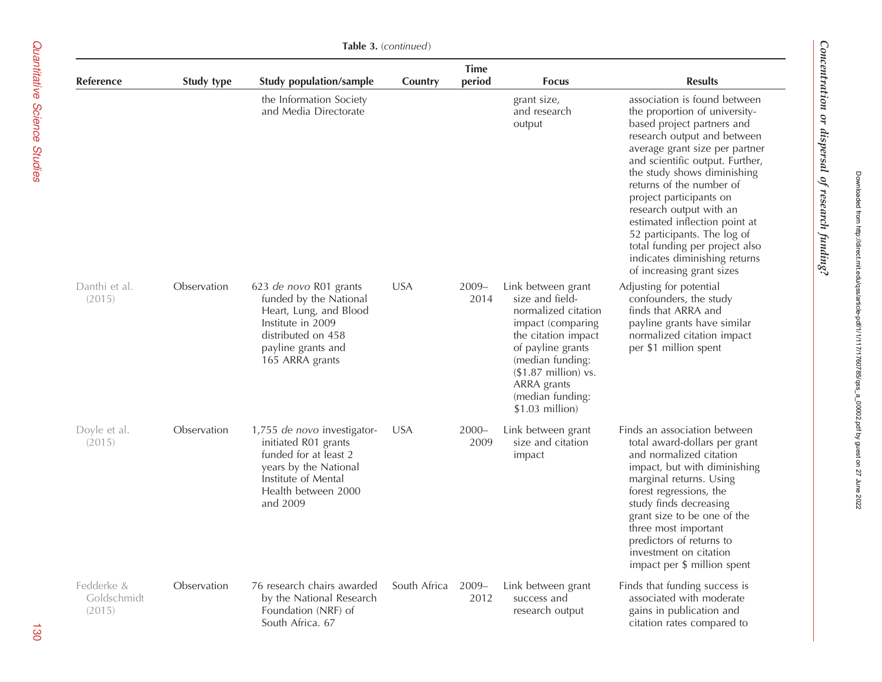**Table 3.** (*continued*)

| Reference | Study type | Study population/sample | Country | Time period | Focus | Results |
|---|---|---|---|---|---|---|
| | | the Information Society and Media Directorate | | | grant size, and research output | association is found between the proportion of university-based project partners and research output and between average grant size per partner and scientific output. Further, the study shows diminishing returns of the number of project participants on research output with an estimated inflection point at 52 participants. The log of total funding per project also indicates diminishing returns of increasing grant sizes |
| Danthi et al. (2015) | Observation | 623 *de novo* R01 grants funded by the National Heart, Lung, and Blood Institute in 2009 distributed on 458 payline grants and 165 ARRA grants | USA | 2009–2014 | Link between grant size and field-normalized citation impact (comparing the citation impact of payline grants (median funding: ($1.87 million) vs. ARRA grants (median funding: $1.03 million) | Adjusting for potential confounders, the study finds that ARRA and payline grants have similar normalized citation impact per $1 million spent |
| Doyle et al. (2015) | Observation | 1,755 *de novo* investigator-initiated R01 grants funded for at least 2 years by the National Institute of Mental Health between 2000 and 2009 | USA | 2000–2009 | Link between grant size and citation impact | Finds an association between total award-dollars per grant and normalized citation impact, but with diminishing marginal returns. Using forest regressions, the study finds decreasing grant size to be one of the three most important predictors of returns to investment on citation impact per $ million spent |
| Fedderke & Goldschmidt (2015) | Observation | 76 research chairs awarded by the National Research Foundation (NRF) of South Africa. 67 | South Africa | 2009–2012 | Link between grant success and research output | Finds that funding success is associated with moderate gains in publication and citation rates compared to |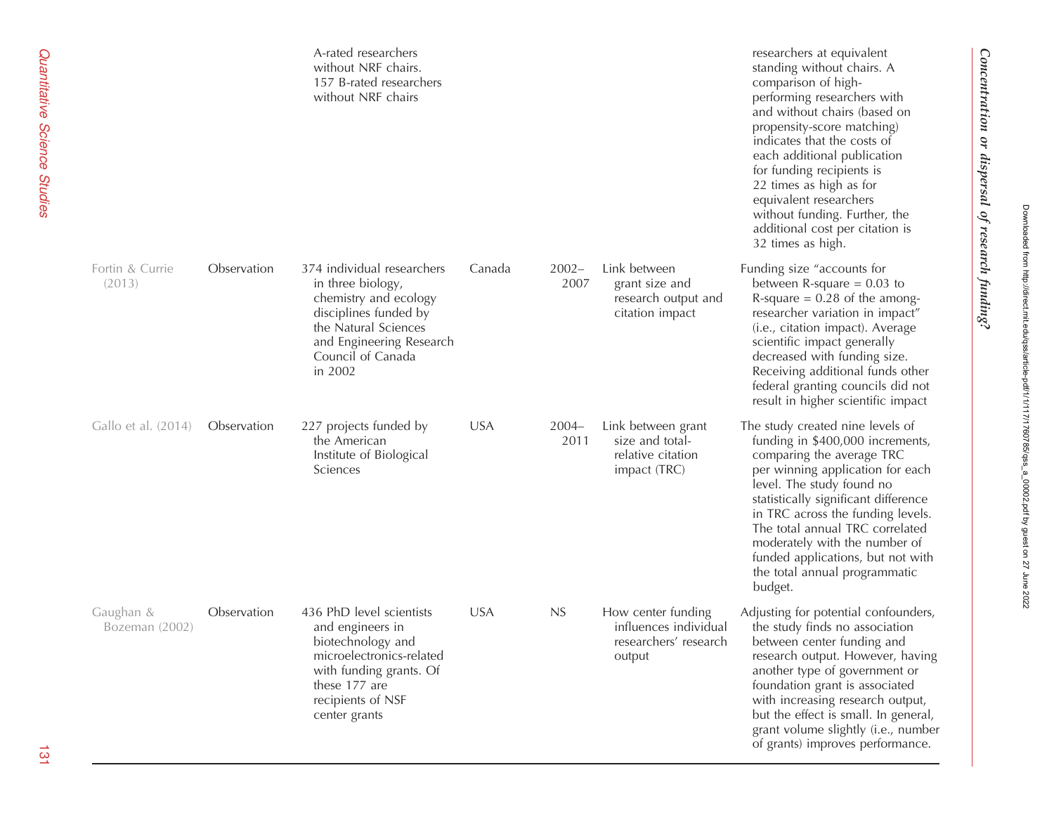| | | | | | | |
|---|---|---|---|---|---|---|
| | | A-rated researchers without NRF chairs. 157 B-rated researchers without NRF chairs | | | | researchers at equivalent standing without chairs. A comparison of high-performing researchers with and without chairs (based on propensity-score matching) indicates that the costs of each additional publication for funding recipients is 22 times as high as for equivalent researchers without funding. Further, the additional cost per citation is 32 times as high. |
| Fortin & Currie (2013) | Observation | 374 individual researchers in three biology, chemistry and ecology disciplines funded by the Natural Sciences and Engineering Research Council of Canada in 2002 | Canada | 2002–2007 | Link between grant size and research output and citation impact | Funding size "accounts for between R-square = 0.03 to R-square = 0.28 of the among-researcher variation in impact" (i.e., citation impact). Average scientific impact generally decreased with funding size. Receiving additional funds other federal granting councils did not result in higher scientific impact |
| Gallo et al. (2014) | Observation | 227 projects funded by the American Institute of Biological Sciences | USA | 2004–2011 | Link between grant size and total-relative citation impact (TRC) | The study created nine levels of funding in $400,000 increments, comparing the average TRC per winning application for each level. The study found no statistically significant difference in TRC across the funding levels. The total annual TRC correlated moderately with the number of funded applications, but not with the total annual programmatic budget. |
| Gaughan & Bozeman (2002) | Observation | 436 PhD level scientists and engineers in biotechnology and microelectronics-related with funding grants. Of these 177 are recipients of NSF center grants | USA | NS | How center funding influences individual researchers' research output | Adjusting for potential confounders, the study finds no association between center funding and research output. However, having another type of government or foundation grant is associated with increasing research output, but the effect is small. In general, grant volume slightly (i.e., number of grants) improves performance. |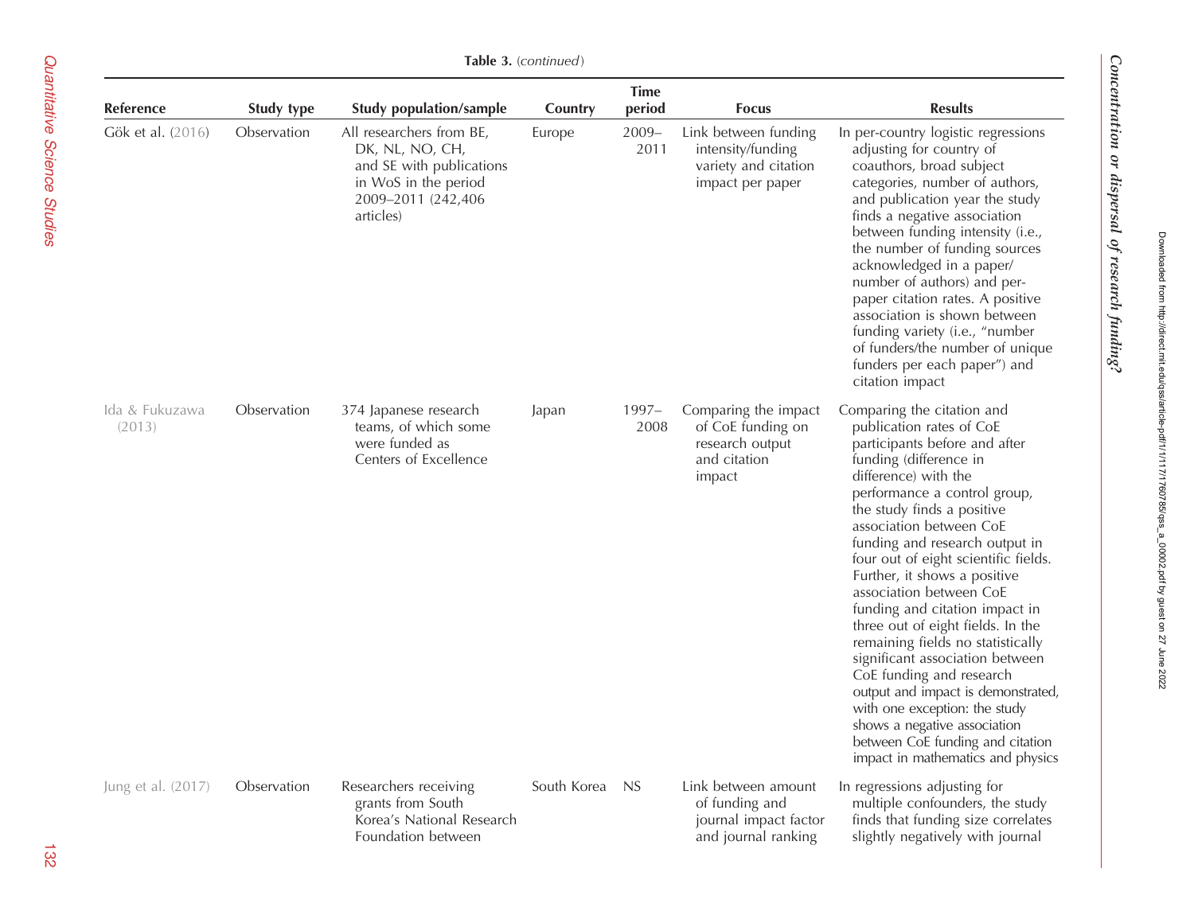**Table 3.** (*continued*)

| Reference | Study type | Study population/sample | Country | Time period | Focus | Results |
|---|---|---|---|---|---|---|
| Gök et al. (2016) | Observation | All researchers from BE, DK, NL, NO, CH, and SE with publications in WoS in the period 2009–2011 (242,406 articles) | Europe | 2009–2011 | Link between funding intensity/funding variety and citation impact per paper | In per-country logistic regressions adjusting for country of coauthors, broad subject categories, number of authors, and publication year the study finds a negative association between funding intensity (i.e., the number of funding sources acknowledged in a paper/number of authors) and per-paper citation rates. A positive association is shown between funding variety (i.e., "number of funders/the number of unique funders per each paper") and citation impact |
| Ida & Fukuzawa (2013) | Observation | 374 Japanese research teams, of which some were funded as Centers of Excellence | Japan | 1997–2008 | Comparing the impact of CoE funding on research output and citation impact | Comparing the citation and publication rates of CoE participants before and after funding (difference in difference) with the performance a control group, the study finds a positive association between CoE funding and research output in four out of eight scientific fields. Further, it shows a positive association between CoE funding and citation impact in three out of eight fields. In the remaining fields no statistically significant association between CoE funding and research output and impact is demonstrated, with one exception: the study shows a negative association between CoE funding and citation impact in mathematics and physics |
| Jung et al. (2017) | Observation | Researchers receiving grants from South Korea's National Research Foundation between | South Korea | NS | Link between amount of funding and journal impact factor and journal ranking | In regressions adjusting for multiple confounders, the study finds that funding size correlates slightly negatively with journal |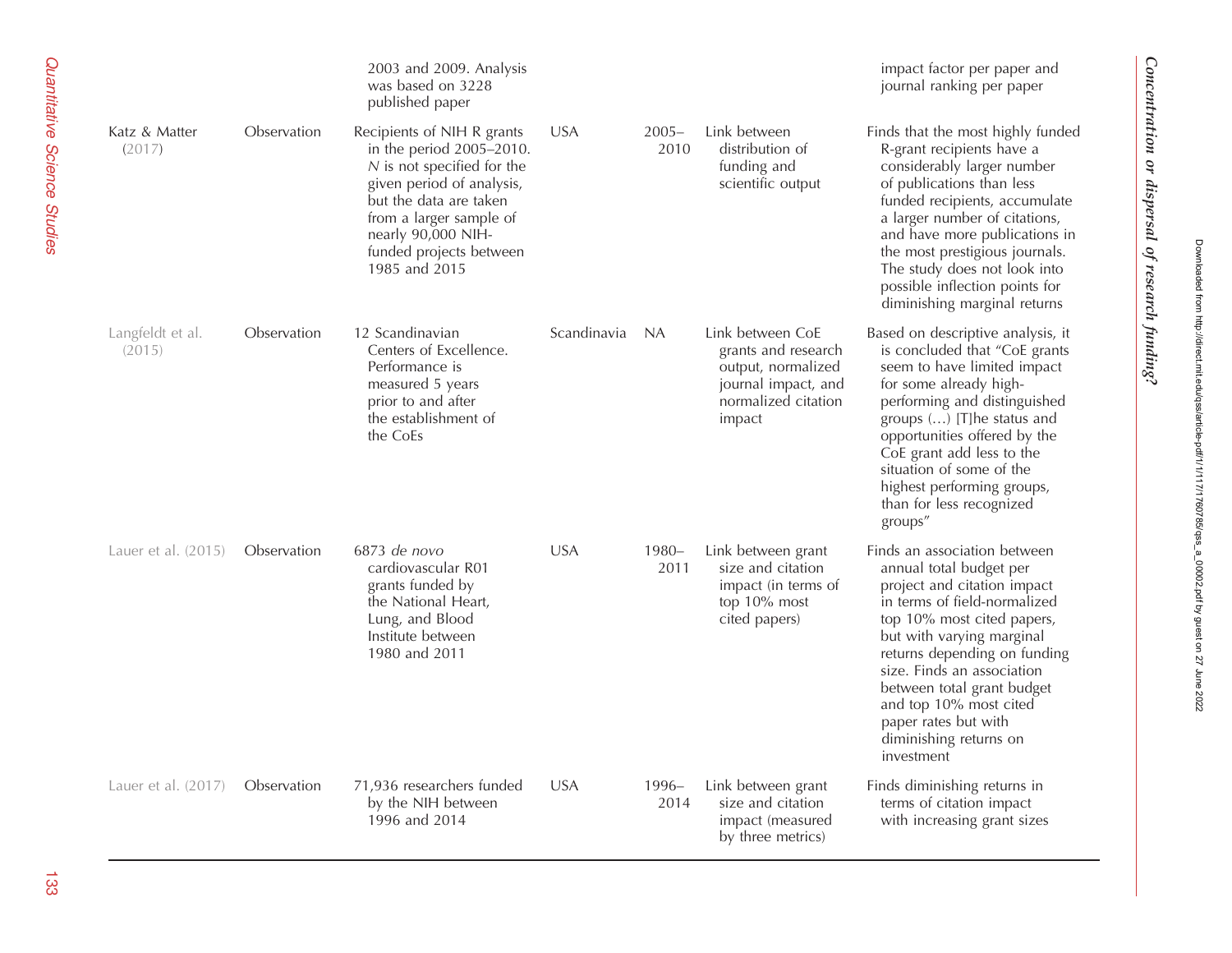| | | 2003 and 2009. Analysis was based on 3228 published paper | | | | impact factor per paper and journal ranking per paper |
|---|---|---|---|---|---|---|
| Katz & Matter (2017) | Observation | Recipients of NIH R grants in the period 2005–2010. *N* is not specified for the given period of analysis, but the data are taken from a larger sample of nearly 90,000 NIH-funded projects between 1985 and 2015 | USA | 2005–2010 | Link between distribution of funding and scientific output | Finds that the most highly funded R-grant recipients have a considerably larger number of publications than less funded recipients, accumulate a larger number of citations, and have more publications in the most prestigious journals. The study does not look into possible inflection points for diminishing marginal returns |
| Langfeldt et al. (2015) | Observation | 12 Scandinavian Centers of Excellence. Performance is measured 5 years prior to and after the establishment of the CoEs | Scandinavia | NA | Link between CoE grants and research output, normalized journal impact, and normalized citation impact | Based on descriptive analysis, it is concluded that "CoE grants seem to have limited impact for some already high-performing and distinguished groups (…) [T]he status and opportunities offered by the CoE grant add less to the situation of some of the highest performing groups, than for less recognized groups" |
| Lauer et al. (2015) | Observation | 6873 *de novo* cardiovascular R01 grants funded by the National Heart, Lung, and Blood Institute between 1980 and 2011 | USA | 1980–2011 | Link between grant size and citation impact (in terms of top 10% most cited papers) | Finds an association between annual total budget per project and citation impact in terms of field-normalized top 10% most cited papers, but with varying marginal returns depending on funding size. Finds an association between total grant budget and top 10% most cited paper rates but with diminishing returns on investment |
| Lauer et al. (2017) | Observation | 71,936 researchers funded by the NIH between 1996 and 2014 | USA | 1996–2014 | Link between grant size and citation impact (measured by three metrics) | Finds diminishing returns in terms of citation impact with increasing grant sizes |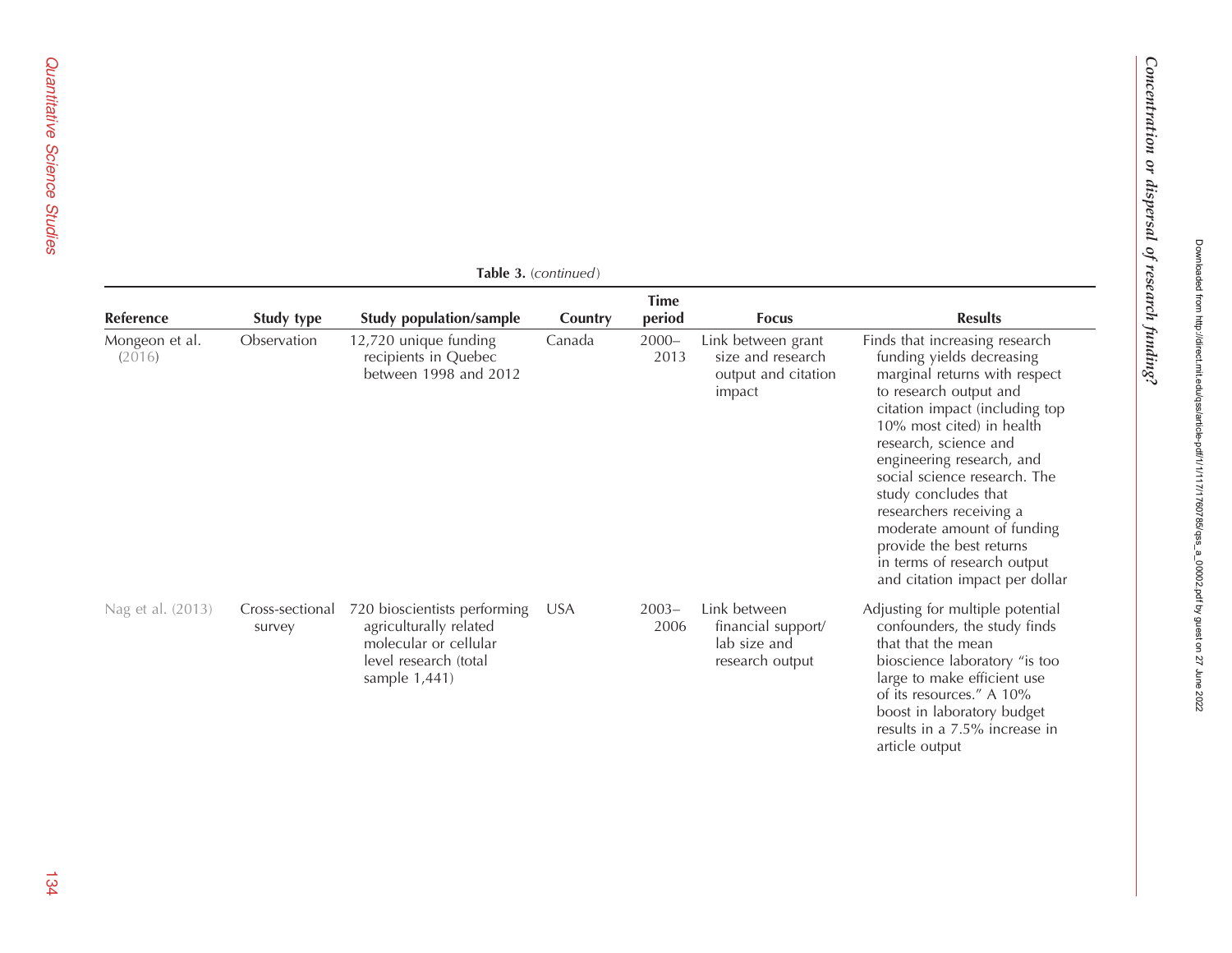**Table 3.** (*continued*)

| Reference | Study type | Study population/sample | Country | Time period | Focus | Results |
|---|---|---|---|---|---|---|
| Mongeon et al. (2016) | Observation | 12,720 unique funding recipients in Quebec between 1998 and 2012 | Canada | 2000–2013 | Link between grant size and research output and citation impact | Finds that increasing research funding yields decreasing marginal returns with respect to research output and citation impact (including top 10% most cited) in health research, science and engineering research, and social science research. The study concludes that researchers receiving a moderate amount of funding provide the best returns in terms of research output and citation impact per dollar |
| Nag et al. (2013) | Cross-sectional survey | 720 bioscientists performing agriculturally related molecular or cellular level research (total sample 1,441) | USA | 2003–2006 | Link between financial support/ lab size and research output | Adjusting for multiple potential confounders, the study finds that that the mean bioscience laboratory "is too large to make efficient use of its resources." A 10% boost in laboratory budget results in a 7.5% increase in article output |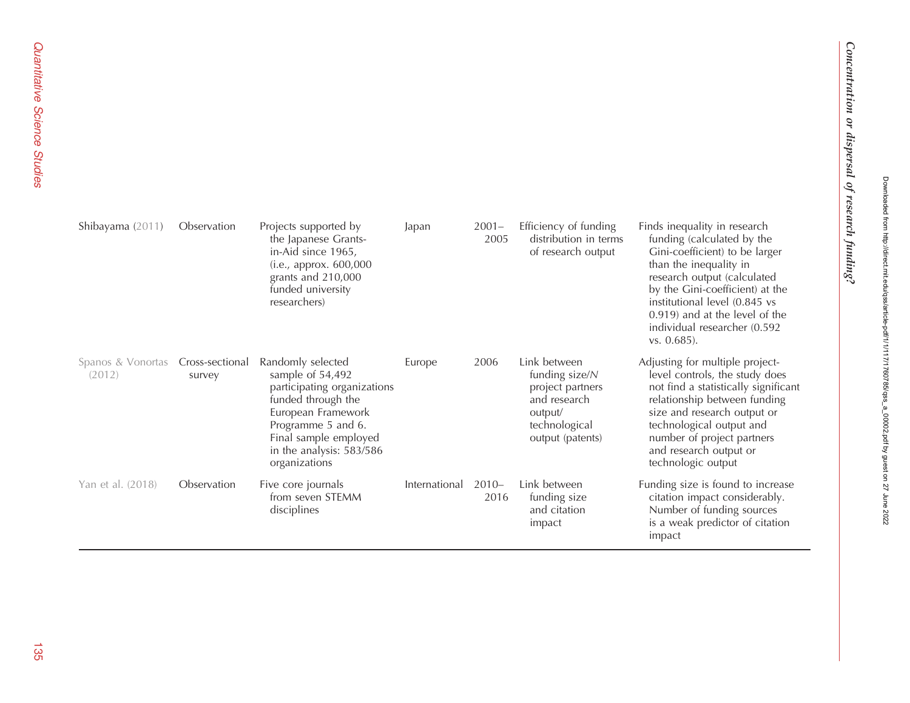| | | | | | | |
|---|---|---|---|---|---|---|
| Shibayama (2011) | Observation | Projects supported by the Japanese Grants-in-Aid since 1965, (i.e., approx. 600,000 grants and 210,000 funded university researchers) | Japan | 2001–2005 | Efficiency of funding distribution in terms of research output | Finds inequality in research funding (calculated by the Gini-coefficient) to be larger than the inequality in research output (calculated by the Gini-coefficient) at the institutional level (0.845 vs 0.919) and at the level of the individual researcher (0.592 vs. 0.685). |
| Spanos & Vonortas (2012) | Cross-sectional survey | Randomly selected sample of 54,492 participating organizations funded through the European Framework Programme 5 and 6. Final sample employed in the analysis: 583/586 organizations | Europe | 2006 | Link between funding size/$N$ project partners and research output/ technological output (patents) | Adjusting for multiple project-level controls, the study does not find a statistically significant relationship between funding size and research output or technological output and number of project partners and research output or technologic output |
| Yan et al. (2018) | Observation | Five core journals from seven STEMM disciplines | International | 2010–2016 | Link between funding size and citation impact | Funding size is found to increase citation impact considerably. Number of funding sources is a weak predictor of citation impact |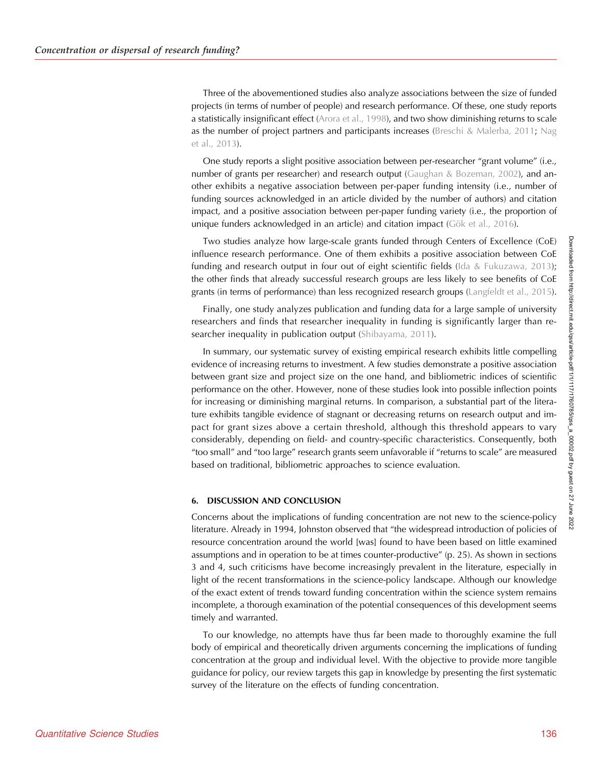Three of the abovementioned studies also analyze associations between the size of funded projects (in terms of number of people) and research performance. Of these, one study reports a statistically insignificant effect (Arora et al., 1998), and two show diminishing returns to scale as the number of project partners and participants increases (Breschi & Malerba, 2011; Nag et al., 2013).

One study reports a slight positive association between per-researcher "grant volume" (i.e., number of grants per researcher) and research output (Gaughan & Bozeman, 2002), and another exhibits a negative association between per-paper funding intensity (i.e., number of funding sources acknowledged in an article divided by the number of authors) and citation impact, and a positive association between per-paper funding variety (i.e., the proportion of unique funders acknowledged in an article) and citation impact (Gök et al., 2016).

Two studies analyze how large-scale grants funded through Centers of Excellence (CoE) influence research performance. One of them exhibits a positive association between CoE funding and research output in four out of eight scientific fields (Ida & Fukuzawa, 2013); the other finds that already successful research groups are less likely to see benefits of CoE grants (in terms of performance) than less recognized research groups (Langfeldt et al., 2015).

Finally, one study analyzes publication and funding data for a large sample of university researchers and finds that researcher inequality in funding is significantly larger than researcher inequality in publication output (Shibayama, 2011).

In summary, our systematic survey of existing empirical research exhibits little compelling evidence of increasing returns to investment. A few studies demonstrate a positive association between grant size and project size on the one hand, and bibliometric indices of scientific performance on the other. However, none of these studies look into possible inflection points for increasing or diminishing marginal returns. In comparison, a substantial part of the literature exhibits tangible evidence of stagnant or decreasing returns on research output and impact for grant sizes above a certain threshold, although this threshold appears to vary considerably, depending on field- and country-specific characteristics. Consequently, both "too small" and "too large" research grants seem unfavorable if "returns to scale" are measured based on traditional, bibliometric approaches to science evaluation.

## 6. DISCUSSION AND CONCLUSION

Concerns about the implications of funding concentration are not new to the science-policy literature. Already in 1994, Johnston observed that "the widespread introduction of policies of resource concentration around the world [was] found to have been based on little examined assumptions and in operation to be at times counter-productive" (p. 25). As shown in sections 3 and 4, such criticisms have become increasingly prevalent in the literature, especially in light of the recent transformations in the science-policy landscape. Although our knowledge of the exact extent of trends toward funding concentration within the science system remains incomplete, a thorough examination of the potential consequences of this development seems timely and warranted.

To our knowledge, no attempts have thus far been made to thoroughly examine the full body of empirical and theoretically driven arguments concerning the implications of funding concentration at the group and individual level. With the objective to provide more tangible guidance for policy, our review targets this gap in knowledge by presenting the first systematic survey of the literature on the effects of funding concentration.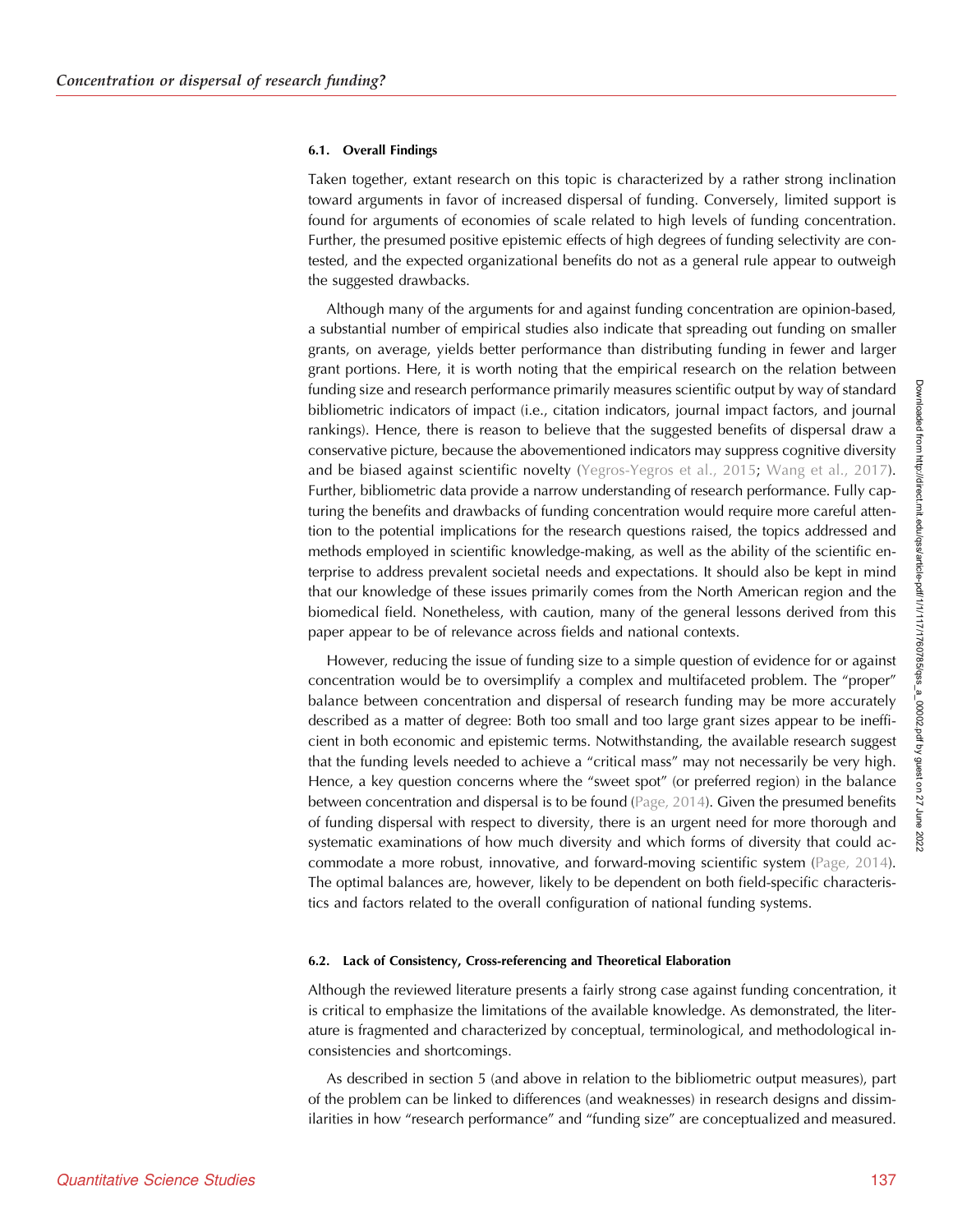### 6.1. Overall Findings

Taken together, extant research on this topic is characterized by a rather strong inclination toward arguments in favor of increased dispersal of funding. Conversely, limited support is found for arguments of economies of scale related to high levels of funding concentration. Further, the presumed positive epistemic effects of high degrees of funding selectivity are contested, and the expected organizational benefits do not as a general rule appear to outweigh the suggested drawbacks.

Although many of the arguments for and against funding concentration are opinion-based, a substantial number of empirical studies also indicate that spreading out funding on smaller grants, on average, yields better performance than distributing funding in fewer and larger grant portions. Here, it is worth noting that the empirical research on the relation between funding size and research performance primarily measures scientific output by way of standard bibliometric indicators of impact (i.e., citation indicators, journal impact factors, and journal rankings). Hence, there is reason to believe that the suggested benefits of dispersal draw a conservative picture, because the abovementioned indicators may suppress cognitive diversity and be biased against scientific novelty (Yegros-Yegros et al., 2015; Wang et al., 2017). Further, bibliometric data provide a narrow understanding of research performance. Fully capturing the benefits and drawbacks of funding concentration would require more careful attention to the potential implications for the research questions raised, the topics addressed and methods employed in scientific knowledge-making, as well as the ability of the scientific enterprise to address prevalent societal needs and expectations. It should also be kept in mind that our knowledge of these issues primarily comes from the North American region and the biomedical field. Nonetheless, with caution, many of the general lessons derived from this paper appear to be of relevance across fields and national contexts.

However, reducing the issue of funding size to a simple question of evidence for or against concentration would be to oversimplify a complex and multifaceted problem. The "proper" balance between concentration and dispersal of research funding may be more accurately described as a matter of degree: Both too small and too large grant sizes appear to be inefficient in both economic and epistemic terms. Notwithstanding, the available research suggest that the funding levels needed to achieve a "critical mass" may not necessarily be very high. Hence, a key question concerns where the "sweet spot" (or preferred region) in the balance between concentration and dispersal is to be found (Page, 2014). Given the presumed benefits of funding dispersal with respect to diversity, there is an urgent need for more thorough and systematic examinations of how much diversity and which forms of diversity that could accommodate a more robust, innovative, and forward-moving scientific system (Page, 2014). The optimal balances are, however, likely to be dependent on both field-specific characteristics and factors related to the overall configuration of national funding systems.

### 6.2. Lack of Consistency, Cross-referencing and Theoretical Elaboration

Although the reviewed literature presents a fairly strong case against funding concentration, it is critical to emphasize the limitations of the available knowledge. As demonstrated, the literature is fragmented and characterized by conceptual, terminological, and methodological inconsistencies and shortcomings.

As described in section 5 (and above in relation to the bibliometric output measures), part of the problem can be linked to differences (and weaknesses) in research designs and dissimilarities in how "research performance" and "funding size" are conceptualized and measured.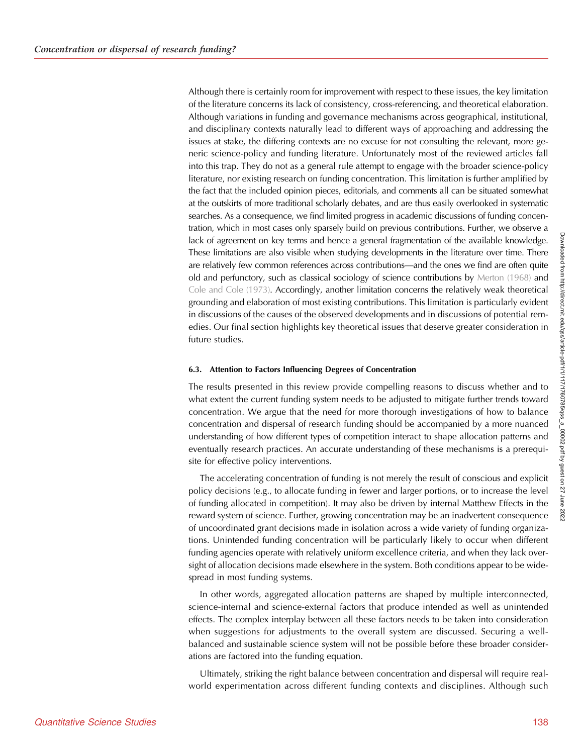Although there is certainly room for improvement with respect to these issues, the key limitation of the literature concerns its lack of consistency, cross-referencing, and theoretical elaboration. Although variations in funding and governance mechanisms across geographical, institutional, and disciplinary contexts naturally lead to different ways of approaching and addressing the issues at stake, the differing contexts are no excuse for not consulting the relevant, more generic science-policy and funding literature. Unfortunately most of the reviewed articles fall into this trap. They do not as a general rule attempt to engage with the broader science-policy literature, nor existing research on funding concentration. This limitation is further amplified by the fact that the included opinion pieces, editorials, and comments all can be situated somewhat at the outskirts of more traditional scholarly debates, and are thus easily overlooked in systematic searches. As a consequence, we find limited progress in academic discussions of funding concentration, which in most cases only sparsely build on previous contributions. Further, we observe a lack of agreement on key terms and hence a general fragmentation of the available knowledge. These limitations are also visible when studying developments in the literature over time. There are relatively few common references across contributions—and the ones we find are often quite old and perfunctory, such as classical sociology of science contributions by Merton (1968) and Cole and Cole (1973). Accordingly, another limitation concerns the relatively weak theoretical grounding and elaboration of most existing contributions. This limitation is particularly evident in discussions of the causes of the observed developments and in discussions of potential remedies. Our final section highlights key theoretical issues that deserve greater consideration in future studies.

### 6.3. Attention to Factors Influencing Degrees of Concentration

The results presented in this review provide compelling reasons to discuss whether and to what extent the current funding system needs to be adjusted to mitigate further trends toward concentration. We argue that the need for more thorough investigations of how to balance concentration and dispersal of research funding should be accompanied by a more nuanced understanding of how different types of competition interact to shape allocation patterns and eventually research practices. An accurate understanding of these mechanisms is a prerequisite for effective policy interventions.

The accelerating concentration of funding is not merely the result of conscious and explicit policy decisions (e.g., to allocate funding in fewer and larger portions, or to increase the level of funding allocated in competition). It may also be driven by internal Matthew Effects in the reward system of science. Further, growing concentration may be an inadvertent consequence of uncoordinated grant decisions made in isolation across a wide variety of funding organizations. Unintended funding concentration will be particularly likely to occur when different funding agencies operate with relatively uniform excellence criteria, and when they lack oversight of allocation decisions made elsewhere in the system. Both conditions appear to be widespread in most funding systems.

In other words, aggregated allocation patterns are shaped by multiple interconnected, science-internal and science-external factors that produce intended as well as unintended effects. The complex interplay between all these factors needs to be taken into consideration when suggestions for adjustments to the overall system are discussed. Securing a well-balanced and sustainable science system will not be possible before these broader considerations are factored into the funding equation.

Ultimately, striking the right balance between concentration and dispersal will require real-world experimentation across different funding contexts and disciplines. Although such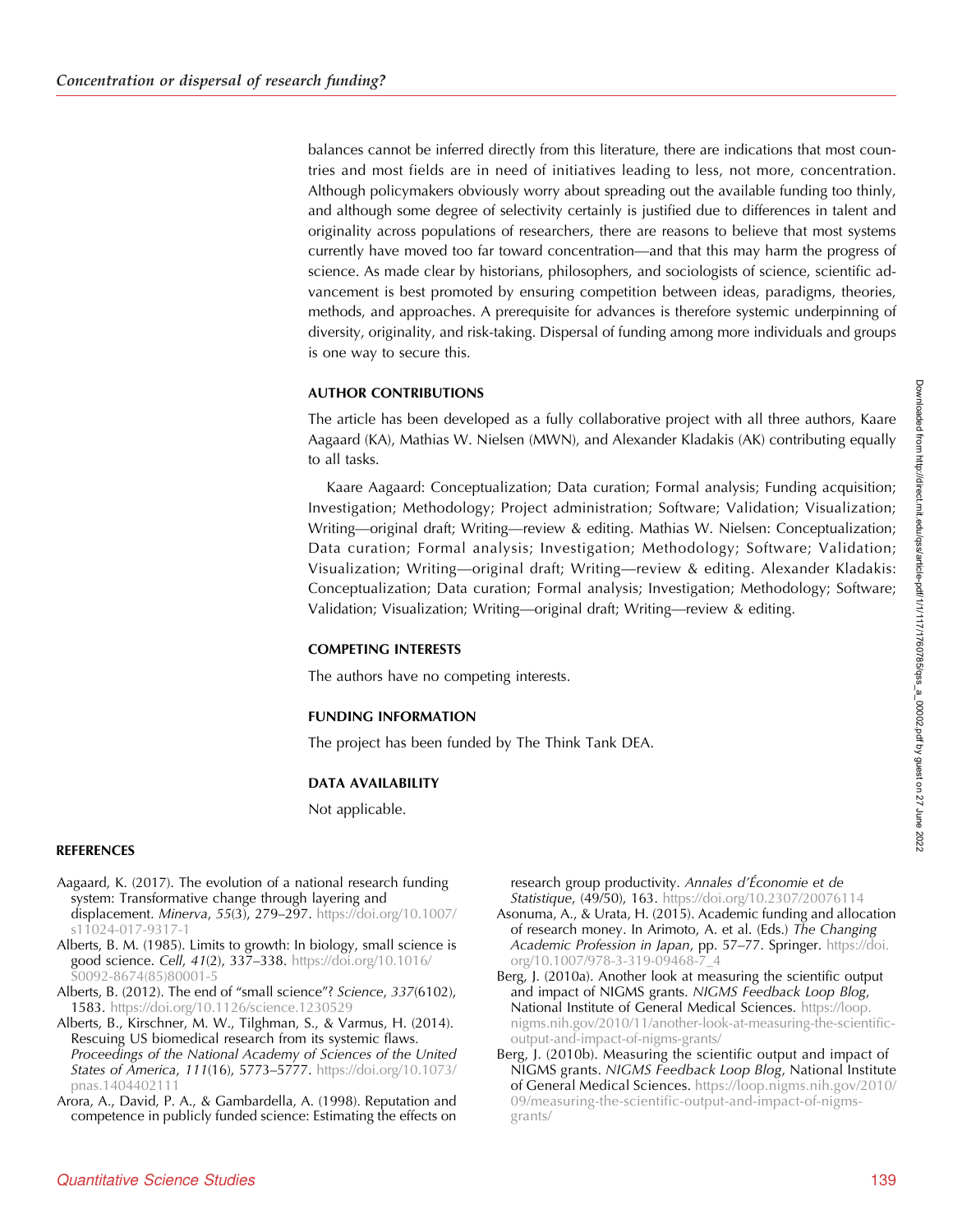balances cannot be inferred directly from this literature, there are indications that most countries and most fields are in need of initiatives leading to less, not more, concentration. Although policymakers obviously worry about spreading out the available funding too thinly, and although some degree of selectivity certainly is justified due to differences in talent and originality across populations of researchers, there are reasons to believe that most systems currently have moved too far toward concentration—and that this may harm the progress of science. As made clear by historians, philosophers, and sociologists of science, scientific advancement is best promoted by ensuring competition between ideas, paradigms, theories, methods, and approaches. A prerequisite for advances is therefore systemic underpinning of diversity, originality, and risk-taking. Dispersal of funding among more individuals and groups is one way to secure this.

## AUTHOR CONTRIBUTIONS

The article has been developed as a fully collaborative project with all three authors, Kaare Aagaard (KA), Mathias W. Nielsen (MWN), and Alexander Kladakis (AK) contributing equally to all tasks.

Kaare Aagaard: Conceptualization; Data curation; Formal analysis; Funding acquisition; Investigation; Methodology; Project administration; Software; Validation; Visualization; Writing—original draft; Writing—review & editing. Mathias W. Nielsen: Conceptualization; Data curation; Formal analysis; Investigation; Methodology; Software; Validation; Visualization; Writing—original draft; Writing—review & editing. Alexander Kladakis: Conceptualization; Data curation; Formal analysis; Investigation; Methodology; Software; Validation; Visualization; Writing—original draft; Writing—review & editing.

## COMPETING INTERESTS

The authors have no competing interests.

## FUNDING INFORMATION

The project has been funded by The Think Tank DEA.

## DATA AVAILABILITY

Not applicable.

## REFERENCES

Aagaard, K. (2017). The evolution of a national research funding system: Transformative change through layering and displacement. *Minerva*, *55*(3), 279–297. https://doi.org/10.1007/s11024-017-9317-1

Alberts, B. M. (1985). Limits to growth: In biology, small science is good science. *Cell*, *41*(2), 337–338. https://doi.org/10.1016/S0092-8674(85)80001-5

Alberts, B. (2012). The end of "small science"? *Science*, *337*(6102), 1583. https://doi.org/10.1126/science.1230529

Alberts, B., Kirschner, M. W., Tilghman, S., & Varmus, H. (2014). Rescuing US biomedical research from its systemic flaws. *Proceedings of the National Academy of Sciences of the United States of America*, *111*(16), 5773–5777. https://doi.org/10.1073/pnas.1404402111

Arora, A., David, P. A., & Gambardella, A. (1998). Reputation and competence in publicly funded science: Estimating the effects on research group productivity. *Annales d'Économie et de Statistique*, (49/50), 163. https://doi.org/10.2307/20076114

Asonuma, A., & Urata, H. (2015). Academic funding and allocation of research money. In Arimoto, A. et al. (Eds.) *The Changing Academic Profession in Japan*, pp. 57–77. Springer. https://doi.org/10.1007/978-3-319-09468-7_4

Berg, J. (2010a). Another look at measuring the scientific output and impact of NIGMS grants. *NIGMS Feedback Loop Blog*, National Institute of General Medical Sciences. https://loop.nigms.nih.gov/2010/11/another-look-at-measuring-the-scientific-output-and-impact-of-nigms-grants/

Berg, J. (2010b). Measuring the scientific output and impact of NIGMS grants. *NIGMS Feedback Loop Blog*, National Institute of General Medical Sciences. https://loop.nigms.nih.gov/2010/09/measuring-the-scientific-output-and-impact-of-nigms-grants/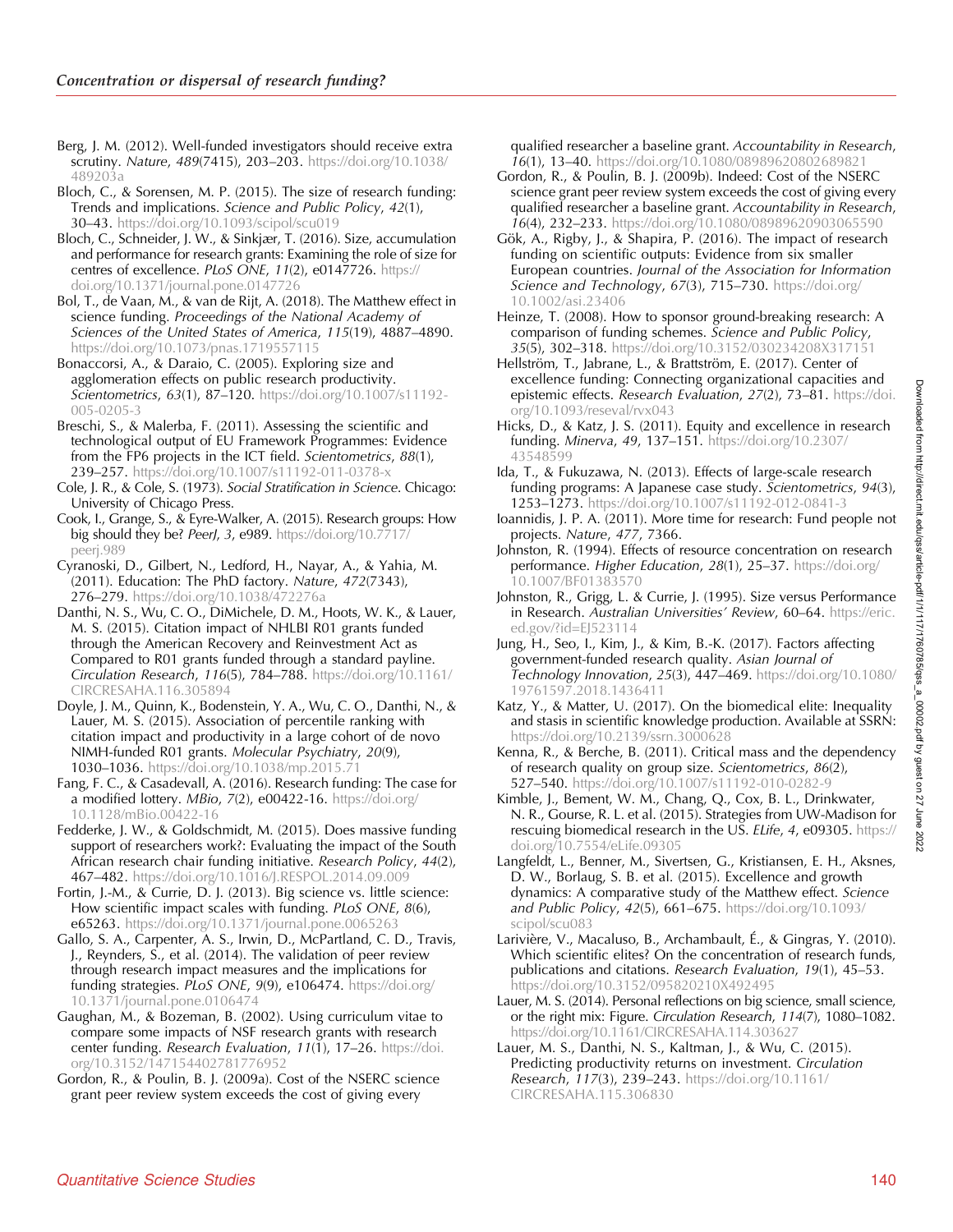Berg, J. M. (2012). Well-funded investigators should receive extra scrutiny. *Nature*, *489*(7415), 203–203. https://doi.org/10.1038/489203a

Bloch, C., & Sorensen, M. P. (2015). The size of research funding: Trends and implications. *Science and Public Policy*, *42*(1), 30–43. https://doi.org/10.1093/scipol/scu019

Bloch, C., Schneider, J. W., & Sinkjær, T. (2016). Size, accumulation and performance for research grants: Examining the role of size for centres of excellence. *PLoS ONE*, *11*(2), e0147726. https://doi.org/10.1371/journal.pone.0147726

Bol, T., de Vaan, M., & van de Rijt, A. (2018). The Matthew effect in science funding. *Proceedings of the National Academy of Sciences of the United States of America*, *115*(19), 4887–4890. https://doi.org/10.1073/pnas.1719557115

Bonaccorsi, A., & Daraio, C. (2005). Exploring size and agglomeration effects on public research productivity. *Scientometrics*, *63*(1), 87–120. https://doi.org/10.1007/s11192-005-0205-3

Breschi, S., & Malerba, F. (2011). Assessing the scientific and technological output of EU Framework Programmes: Evidence from the FP6 projects in the ICT field. *Scientometrics*, *88*(1), 239–257. https://doi.org/10.1007/s11192-011-0378-x

Cole, J. R., & Cole, S. (1973). *Social Stratification in Science*. Chicago: University of Chicago Press.

Cook, I., Grange, S., & Eyre-Walker, A. (2015). Research groups: How big should they be? *PeerJ*, *3*, e989. https://doi.org/10.7717/peerj.989

Cyranoski, D., Gilbert, N., Ledford, H., Nayar, A., & Yahia, M. (2011). Education: The PhD factory. *Nature*, *472*(7343), 276–279. https://doi.org/10.1038/472276a

Danthi, N. S., Wu, C. O., DiMichele, D. M., Hoots, W. K., & Lauer, M. S. (2015). Citation impact of NHLBI R01 grants funded through the American Recovery and Reinvestment Act as Compared to R01 grants funded through a standard payline. *Circulation Research*, *116*(5), 784–788. https://doi.org/10.1161/CIRCRESAHA.116.305894

Doyle, J. M., Quinn, K., Bodenstein, Y. A., Wu, C. O., Danthi, N., & Lauer, M. S. (2015). Association of percentile ranking with citation impact and productivity in a large cohort of de novo NIMH-funded R01 grants. *Molecular Psychiatry*, *20*(9), 1030–1036. https://doi.org/10.1038/mp.2015.71

Fang, F. C., & Casadevall, A. (2016). Research funding: The case for a modified lottery. *MBio*, *7*(2), e00422-16. https://doi.org/10.1128/mBio.00422-16

Fedderke, J. W., & Goldschmidt, M. (2015). Does massive funding support of researchers work?: Evaluating the impact of the South African research chair funding initiative. *Research Policy*, *44*(2), 467–482. https://doi.org/10.1016/J.RESPOL.2014.09.009

Fortin, J.-M., & Currie, D. J. (2013). Big science vs. little science: How scientific impact scales with funding. *PLoS ONE*, *8*(6), e65263. https://doi.org/10.1371/journal.pone.0065263

Gallo, S. A., Carpenter, A. S., Irwin, D., McPartland, C. D., Travis, J., Reynders, S., et al. (2014). The validation of peer review through research impact measures and the implications for funding strategies. *PLoS ONE*, *9*(9), e106474. https://doi.org/10.1371/journal.pone.0106474

Gaughan, M., & Bozeman, B. (2002). Using curriculum vitae to compare some impacts of NSF research grants with research center funding. *Research Evaluation*, *11*(1), 17–26. https://doi.org/10.3152/147154402781776952

Gordon, R., & Poulin, B. J. (2009a). Cost of the NSERC science grant peer review system exceeds the cost of giving every qualified researcher a baseline grant. *Accountability in Research*, *16*(1), 13–40. https://doi.org/10.1080/08989620802689821

Gordon, R., & Poulin, B. J. (2009b). Indeed: Cost of the NSERC science grant peer review system exceeds the cost of giving every qualified researcher a baseline grant. *Accountability in Research*, *16*(4), 232–233. https://doi.org/10.1080/08989620903065590

Gök, A., Rigby, J., & Shapira, P. (2016). The impact of research funding on scientific outputs: Evidence from six smaller European countries. *Journal of the Association for Information Science and Technology*, *67*(3), 715–730. https://doi.org/10.1002/asi.23406

Heinze, T. (2008). How to sponsor ground-breaking research: A comparison of funding schemes. *Science and Public Policy*, *35*(5), 302–318. https://doi.org/10.3152/030234208X317151

Hellström, T., Jabrane, L., & Brattström, E. (2017). Center of excellence funding: Connecting organizational capacities and epistemic effects. *Research Evaluation*, *27*(2), 73–81. https://doi.org/10.1093/reseval/rvx043

Hicks, D., & Katz, J. S. (2011). Equity and excellence in research funding. *Minerva*, *49*, 137–151. https://doi.org/10.2307/43548599

Ida, T., & Fukuzawa, N. (2013). Effects of large-scale research funding programs: A Japanese case study. *Scientometrics*, *94*(3), 1253–1273. https://doi.org/10.1007/s11192-012-0841-3

Ioannidis, J. P. A. (2011). More time for research: Fund people not projects. *Nature*, *477*, 7366.

Johnston, R. (1994). Effects of resource concentration on research performance. *Higher Education*, *28*(1), 25–37. https://doi.org/10.1007/BF01383570

Johnston, R., Grigg, L. & Currie, J. (1995). Size versus Performance in Research. *Australian Universities' Review*, 60–64. https://eric.ed.gov/?id=EJ523114

Jung, H., Seo, I., Kim, J., & Kim, B.-K. (2017). Factors affecting government-funded research quality. *Asian Journal of Technology Innovation*, *25*(3), 447–469. https://doi.org/10.1080/19761597.2018.1436411

Katz, Y., & Matter, U. (2017). On the biomedical elite: Inequality and stasis in scientific knowledge production. Available at SSRN: https://doi.org/10.2139/ssrn.3000628

Kenna, R., & Berche, B. (2011). Critical mass and the dependency of research quality on group size. *Scientometrics*, *86*(2), 527–540. https://doi.org/10.1007/s11192-010-0282-9

Kimble, J., Bement, W. M., Chang, Q., Cox, B. L., Drinkwater, N. R., Gourse, R. L. et al. (2015). Strategies from UW-Madison for rescuing biomedical research in the US. *ELife*, *4*, e09305. https://doi.org/10.7554/eLife.09305

Langfeldt, L., Benner, M., Sivertsen, G., Kristiansen, E. H., Aksnes, D. W., Borlaug, S. B. et al. (2015). Excellence and growth dynamics: A comparative study of the Matthew effect. *Science and Public Policy*, *42*(5), 661–675. https://doi.org/10.1093/scipol/scu083

Larivière, V., Macaluso, B., Archambault, É., & Gingras, Y. (2010). Which scientific elites? On the concentration of research funds, publications and citations. *Research Evaluation*, *19*(1), 45–53. https://doi.org/10.3152/095820210X492495

Lauer, M. S. (2014). Personal reflections on big science, small science, or the right mix: Figure. *Circulation Research*, *114*(7), 1080–1082. https://doi.org/10.1161/CIRCRESAHA.114.303627

Lauer, M. S., Danthi, N. S., Kaltman, J., & Wu, C. (2015). Predicting productivity returns on investment. *Circulation Research*, *117*(3), 239–243. https://doi.org/10.1161/CIRCRESAHA.115.306830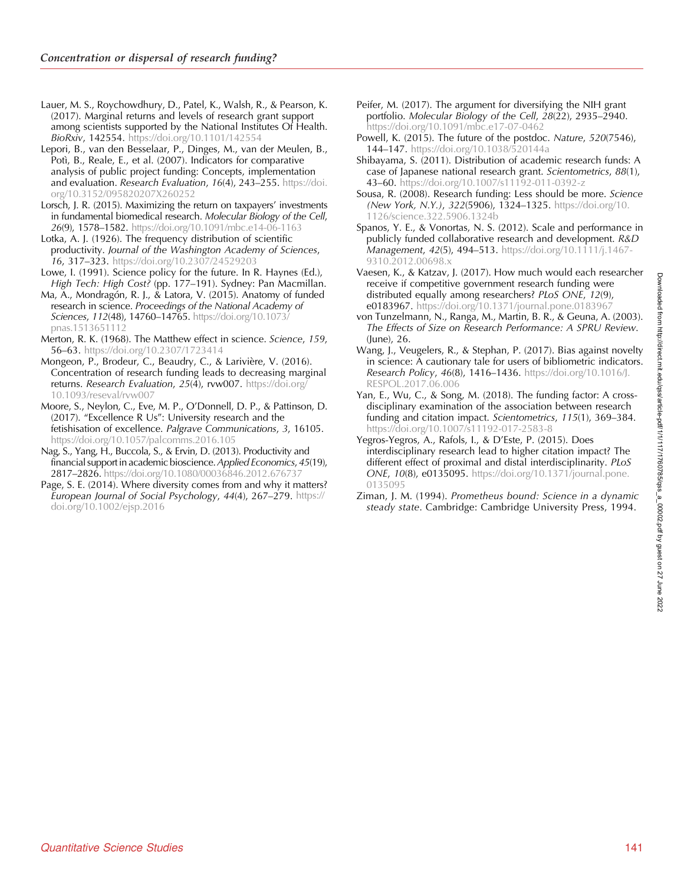Lauer, M. S., Roychowdhury, D., Patel, K., Walsh, R., & Pearson, K. (2017). Marginal returns and levels of research grant support among scientists supported by the National Institutes Of Health. *BioRxiv*, 142554. https://doi.org/10.1101/142554

Lepori, B., van den Besselaar, P., Dinges, M., van der Meulen, B., Potì, B., Reale, E., et al. (2007). Indicators for comparative analysis of public project funding: Concepts, implementation and evaluation. *Research Evaluation*, *16*(4), 243–255. https://doi.org/10.3152/095820207X260252

Lorsch, J. R. (2015). Maximizing the return on taxpayers' investments in fundamental biomedical research. *Molecular Biology of the Cell*, *26*(9), 1578–1582. https://doi.org/10.1091/mbc.e14-06-1163

Lotka, A. J. (1926). The frequency distribution of scientific productivity. *Journal of the Washington Academy of Sciences*, *16*, 317–323. https://doi.org/10.2307/24529203

Lowe, I. (1991). Science policy for the future. In R. Haynes (Ed.), *High Tech: High Cost?* (pp. 177–191). Sydney: Pan Macmillan.

Ma, A., Mondragón, R. J., & Latora, V. (2015). Anatomy of funded research in science. *Proceedings of the National Academy of Sciences*, *112*(48), 14760–14765. https://doi.org/10.1073/pnas.1513651112

Merton, R. K. (1968). The Matthew effect in science. *Science*, *159*, 56–63. https://doi.org/10.2307/1723414

Mongeon, P., Brodeur, C., Beaudry, C., & Larivière, V. (2016). Concentration of research funding leads to decreasing marginal returns. *Research Evaluation*, *25*(4), rvw007. https://doi.org/10.1093/reseval/rvw007

Moore, S., Neylon, C., Eve, M. P., O'Donnell, D. P., & Pattinson, D. (2017). "Excellence R Us": University research and the fetishisation of excellence. *Palgrave Communications*, *3*, 16105. https://doi.org/10.1057/palcomms.2016.105

Nag, S., Yang, H., Buccola, S., & Ervin, D. (2013). Productivity and financial support in academic bioscience. *Applied Economics*, *45*(19), 2817–2826. https://doi.org/10.1080/00036846.2012.676737

Page, S. E. (2014). Where diversity comes from and why it matters? *European Journal of Social Psychology*, *44*(4), 267–279. https://doi.org/10.1002/ejsp.2016

Peifer, M. (2017). The argument for diversifying the NIH grant portfolio. *Molecular Biology of the Cell*, *28*(22), 2935–2940. https://doi.org/10.1091/mbc.e17-07-0462

Powell, K. (2015). The future of the postdoc. *Nature*, *520*(7546), 144–147. https://doi.org/10.1038/520144a

Shibayama, S. (2011). Distribution of academic research funds: A case of Japanese national research grant. *Scientometrics*, *88*(1), 43–60. https://doi.org/10.1007/s11192-011-0392-z

Sousa, R. (2008). Research funding: Less should be more. *Science (New York, N.Y.)*, *322*(5906), 1324–1325. https://doi.org/10.1126/science.322.5906.1324b

Spanos, Y. E., & Vonortas, N. S. (2012). Scale and performance in publicly funded collaborative research and development. *R&D Management*, *42*(5), 494–513. https://doi.org/10.1111/j.1467-9310.2012.00698.x

Vaesen, K., & Katzav, J. (2017). How much would each researcher receive if competitive government research funding were distributed equally among researchers? *PLoS ONE*, *12*(9), e0183967. https://doi.org/10.1371/journal.pone.0183967

von Tunzelmann, N., Ranga, M., Martin, B. R., & Geuna, A. (2003). *The Effects of Size on Research Performance: A SPRU Review*. (June), 26.

Wang, J., Veugelers, R., & Stephan, P. (2017). Bias against novelty in science: A cautionary tale for users of bibliometric indicators. *Research Policy*, *46*(8), 1416–1436. https://doi.org/10.1016/J.RESPOL.2017.06.006

Yan, E., Wu, C., & Song, M. (2018). The funding factor: A cross-disciplinary examination of the association between research funding and citation impact. *Scientometrics*, *115*(1), 369–384. https://doi.org/10.1007/s11192-017-2583-8

Yegros-Yegros, A., Rafols, I., & D'Este, P. (2015). Does interdisciplinary research lead to higher citation impact? The different effect of proximal and distal interdisciplinarity. *PLoS ONE*, *10*(8), e0135095. https://doi.org/10.1371/journal.pone.0135095

Ziman, J. M. (1994). *Prometheus bound: Science in a dynamic steady state*. Cambridge: Cambridge University Press, 1994.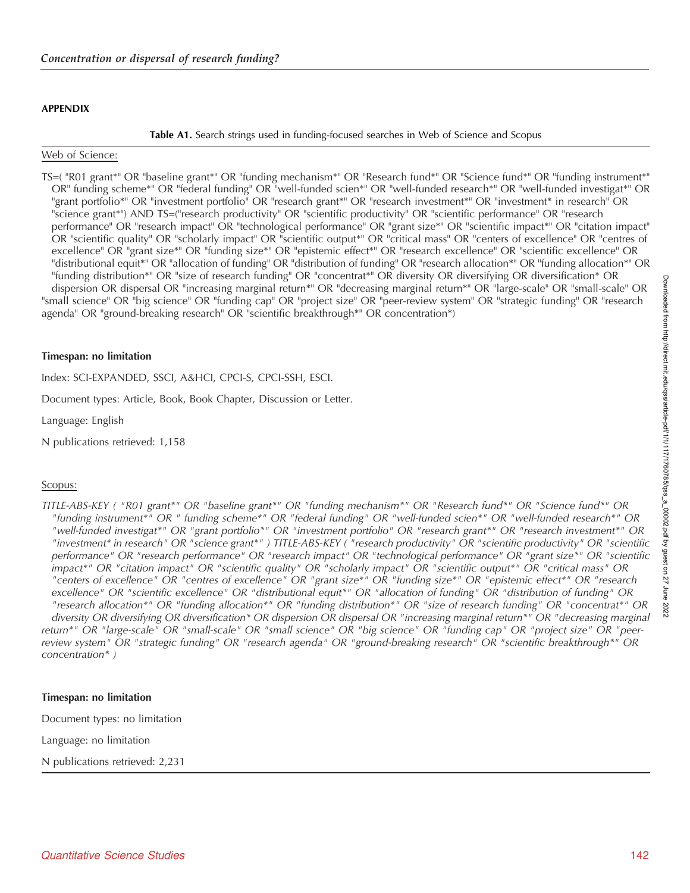## APPENDIX

**Table A1.** Search strings used in funding-focused searches in Web of Science and Scopus

Web of Science:

TS=( "R01 grant*" OR "baseline grant*" OR "funding mechanism*" OR "Research fund*" OR "Science fund*" OR "funding instrument*" OR" funding scheme*" OR "federal funding" OR "well-funded scien*" OR "well-funded research*" OR "well-funded investigat*" OR "grant portfolio*" OR "investment portfolio" OR "research grant*" OR "research investment*" OR "investment* in research" OR "science grant*") AND TS=("research productivity" OR "scientific productivity" OR "scientific performance" OR "research performance" OR "research impact" OR "technological performance" OR "grant size*" OR "scientific impact*" OR "citation impact" OR "scientific quality" OR "scholarly impact" OR "scientific output*" OR "critical mass" OR "centers of excellence" OR "centres of excellence" OR "grant size*" OR "funding size*" OR "epistemic effect*" OR "research excellence" OR "scientific excellence" OR "distributional equit*" OR "allocation of funding" OR "distribution of funding" OR "research allocation*" OR "funding allocation*" OR "funding distribution*" OR "size of research funding" OR "concentrat*" OR diversity OR diversifying OR diversification* OR dispersion OR dispersal OR "increasing marginal return*" OR "decreasing marginal return*" OR "large-scale" OR "small-scale" OR "small science" OR "big science" OR "funding cap" OR "project size" OR "peer-review system" OR "strategic funding" OR "research agenda" OR "ground-breaking research" OR "scientific breakthrough*" OR concentration*)

**Timespan: no limitation**

Index: SCI-EXPANDED, SSCI, A&HCI, CPCI-S, CPCI-SSH, ESCI.

Document types: Article, Book, Book Chapter, Discussion or Letter.

Language: English

N publications retrieved: 1,158

Scopus:

*TITLE-ABS-KEY ( "R01 grant*" OR "baseline grant*" OR "funding mechanism*" OR "Research fund*" OR "Science fund*" OR "funding instrument*" OR " funding scheme*" OR "federal funding" OR "well-funded scien*" OR "well-funded research*" OR "well-funded investigat*" OR "grant portfolio*" OR "investment portfolio" OR "research grant*" OR "research investment*" OR "investment* in research" OR "science grant*" ) TITLE-ABS-KEY ( "research productivity" OR "scientific productivity" OR "scientific performance" OR "research performance" OR "research impact" OR "technological performance" OR "grant size*" OR "scientific impact*" OR "citation impact" OR "scientific quality" OR "scholarly impact" OR "scientific output*" OR "critical mass" OR "centers of excellence" OR "centres of excellence" OR "grant size*" OR "funding size*" OR "epistemic effect*" OR "research excellence" OR "scientific excellence" OR "distributional equit*" OR "allocation of funding" OR "distribution of funding" OR "research allocation*" OR "funding allocation*" OR "funding distribution*" OR "size of research funding" OR "concentrat*" OR diversity OR diversifying OR diversification* OR dispersion OR dispersal OR "increasing marginal return*" OR "decreasing marginal return*" OR "large-scale" OR "small-scale" OR "small science" OR "big science" OR "funding cap" OR "project size" OR "peer-review system" OR "strategic funding" OR "research agenda" OR "ground-breaking research" OR "scientific breakthrough*" OR concentration* )*

**Timespan: no limitation**

Document types: no limitation

Language: no limitation

N publications retrieved: 2,231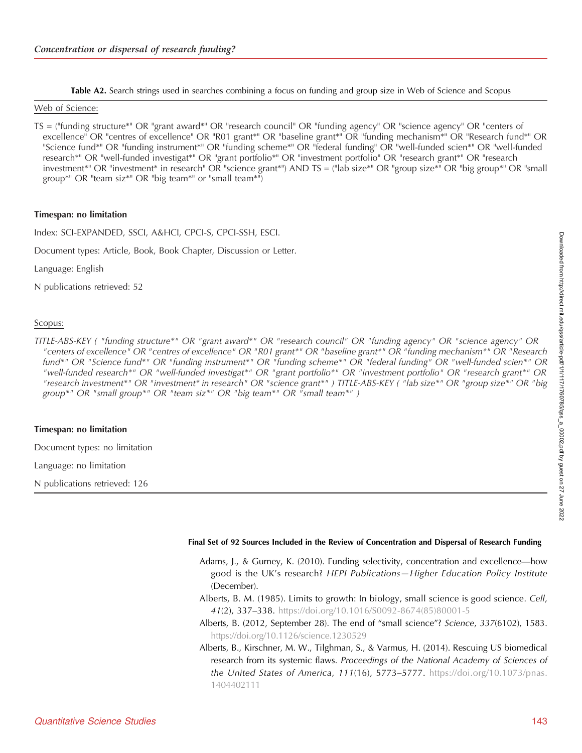**Table A2.** Search strings used in searches combining a focus on funding and group size in Web of Science and Scopus

Web of Science:

TS = ("funding structure*" OR "grant award*" OR "research council" OR "funding agency" OR "science agency" OR "centers of excellence" OR "centres of excellence" OR "R01 grant*" OR "baseline grant*" OR "funding mechanism*" OR "Research fund*" OR "Science fund*" OR "funding instrument*" OR "funding scheme*" OR "federal funding" OR "well-funded scien*" OR "well-funded research*" OR "well-funded investigat*" OR "grant portfolio*" OR "investment portfolio" OR "research grant*" OR "research investment*" OR "investment* in research" OR "science grant*") AND TS = ("lab size*" OR "group size*" OR "big group*" OR "small group*" OR "team siz*" OR "big team*" or "small team*")

**Timespan: no limitation**

Index: SCI-EXPANDED, SSCI, A&HCI, CPCI-S, CPCI-SSH, ESCI.

Document types: Article, Book, Book Chapter, Discussion or Letter.

Language: English

N publications retrieved: 52

Scopus:

*TITLE-ABS-KEY ( "funding structure*" OR "grant award*" OR "research council" OR "funding agency" OR "science agency" OR "centers of excellence" OR "centres of excellence" OR "R01 grant*" OR "baseline grant*" OR "funding mechanism*" OR "Research fund*" OR "Science fund*" OR "funding instrument*" OR "funding scheme*" OR "federal funding" OR "well-funded scien*" OR "well-funded research*" OR "well-funded investigat*" OR "grant portfolio*" OR "investment portfolio" OR "research grant*" OR "research investment*" OR "investment* in research" OR "science grant*" ) TITLE-ABS-KEY ( "lab size*" OR "group size*" OR "big group*" OR "small group*" OR "team siz*" OR "big team*" OR "small team*" )*

**Timespan: no limitation**

Document types: no limitation

Language: no limitation

N publications retrieved: 126

**Final Set of 92 Sources Included in the Review of Concentration and Dispersal of Research Funding**

Adams, J., & Gurney, K. (2010). Funding selectivity, concentration and excellence—how good is the UK's research? *HEPI Publications—Higher Education Policy Institute* (December).

Alberts, B. M. (1985). Limits to growth: In biology, small science is good science. *Cell*, *41*(2), 337–338. https://doi.org/10.1016/S0092-8674(85)80001-5

Alberts, B. (2012, September 28). The end of "small science"? *Science*, *337*(6102), 1583. https://doi.org/10.1126/science.1230529

Alberts, B., Kirschner, M. W., Tilghman, S., & Varmus, H. (2014). Rescuing US biomedical research from its systemic flaws. *Proceedings of the National Academy of Sciences of the United States of America*, *111*(16), 5773–5777. https://doi.org/10.1073/pnas.1404402111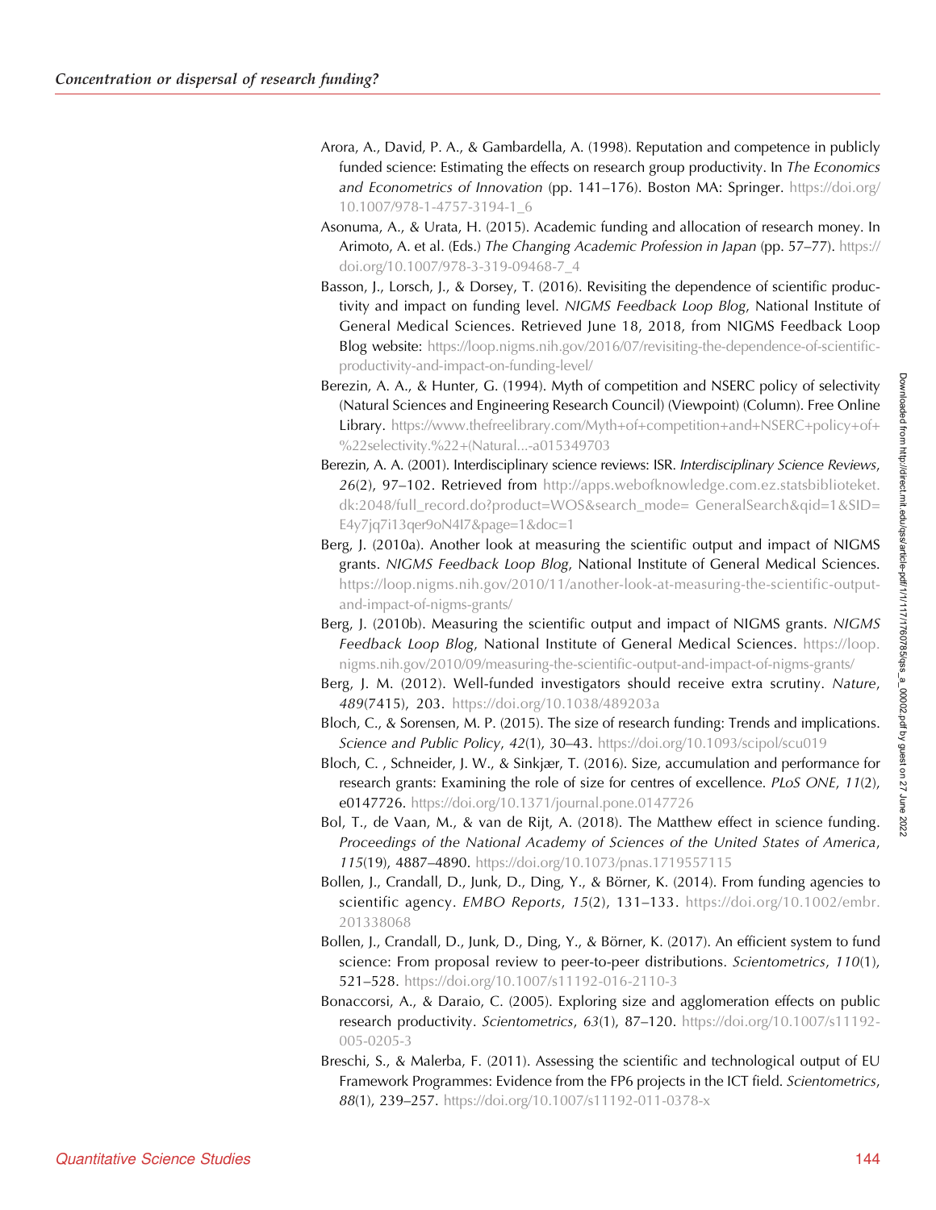Arora, A., David, P. A., & Gambardella, A. (1998). Reputation and competence in publicly funded science: Estimating the effects on research group productivity. In *The Economics and Econometrics of Innovation* (pp. 141–176). Boston MA: Springer. https://doi.org/10.1007/978-1-4757-3194-1_6

Asonuma, A., & Urata, H. (2015). Academic funding and allocation of research money. In Arimoto, A. et al. (Eds.) *The Changing Academic Profession in Japan* (pp. 57–77). https://doi.org/10.1007/978-3-319-09468-7_4

Basson, J., Lorsch, J., & Dorsey, T. (2016). Revisiting the dependence of scientific productivity and impact on funding level. *NIGMS Feedback Loop Blog*, National Institute of General Medical Sciences. Retrieved June 18, 2018, from NIGMS Feedback Loop Blog website: https://loop.nigms.nih.gov/2016/07/revisiting-the-dependence-of-scientific-productivity-and-impact-on-funding-level/

Berezin, A. A., & Hunter, G. (1994). Myth of competition and NSERC policy of selectivity (Natural Sciences and Engineering Research Council) (Viewpoint) (Column). Free Online Library. https://www.thefreelibrary.com/Myth+of+competition+and+NSERC+policy+of+%22selectivity.%22+(Natural...-a015349703

Berezin, A. A. (2001). Interdisciplinary science reviews: ISR. *Interdisciplinary Science Reviews*, *26*(2), 97–102. Retrieved from http://apps.webofknowledge.com.ez.statsbiblioteket.dk:2048/full_record.do?product=WOS&search_mode= GeneralSearch&qid=1&SID=E4y7jq7i13qer9oN4l7&page=1&doc=1

Berg, J. (2010a). Another look at measuring the scientific output and impact of NIGMS grants. *NIGMS Feedback Loop Blog*, National Institute of General Medical Sciences. https://loop.nigms.nih.gov/2010/11/another-look-at-measuring-the-scientific-output-and-impact-of-nigms-grants/

Berg, J. (2010b). Measuring the scientific output and impact of NIGMS grants. *NIGMS Feedback Loop Blog*, National Institute of General Medical Sciences. https://loop.nigms.nih.gov/2010/09/measuring-the-scientific-output-and-impact-of-nigms-grants/

Berg, J. M. (2012). Well-funded investigators should receive extra scrutiny. *Nature*, *489*(7415), 203. https://doi.org/10.1038/489203a

Bloch, C., & Sorensen, M. P. (2015). The size of research funding: Trends and implications. *Science and Public Policy*, *42*(1), 30–43. https://doi.org/10.1093/scipol/scu019

Bloch, C. , Schneider, J. W., & Sinkjær, T. (2016). Size, accumulation and performance for research grants: Examining the role of size for centres of excellence. *PLoS ONE*, *11*(2), e0147726. https://doi.org/10.1371/journal.pone.0147726

Bol, T., de Vaan, M., & van de Rijt, A. (2018). The Matthew effect in science funding. *Proceedings of the National Academy of Sciences of the United States of America*, *115*(19), 4887–4890. https://doi.org/10.1073/pnas.1719557115

Bollen, J., Crandall, D., Junk, D., Ding, Y., & Börner, K. (2014). From funding agencies to scientific agency. *EMBO Reports*, *15*(2), 131–133. https://doi.org/10.1002/embr.201338068

Bollen, J., Crandall, D., Junk, D., Ding, Y., & Börner, K. (2017). An efficient system to fund science: From proposal review to peer-to-peer distributions. *Scientometrics*, *110*(1), 521–528. https://doi.org/10.1007/s11192-016-2110-3

Bonaccorsi, A., & Daraio, C. (2005). Exploring size and agglomeration effects on public research productivity. *Scientometrics*, *63*(1), 87–120. https://doi.org/10.1007/s11192-005-0205-3

Breschi, S., & Malerba, F. (2011). Assessing the scientific and technological output of EU Framework Programmes: Evidence from the FP6 projects in the ICT field. *Scientometrics*, *88*(1), 239–257. https://doi.org/10.1007/s11192-011-0378-x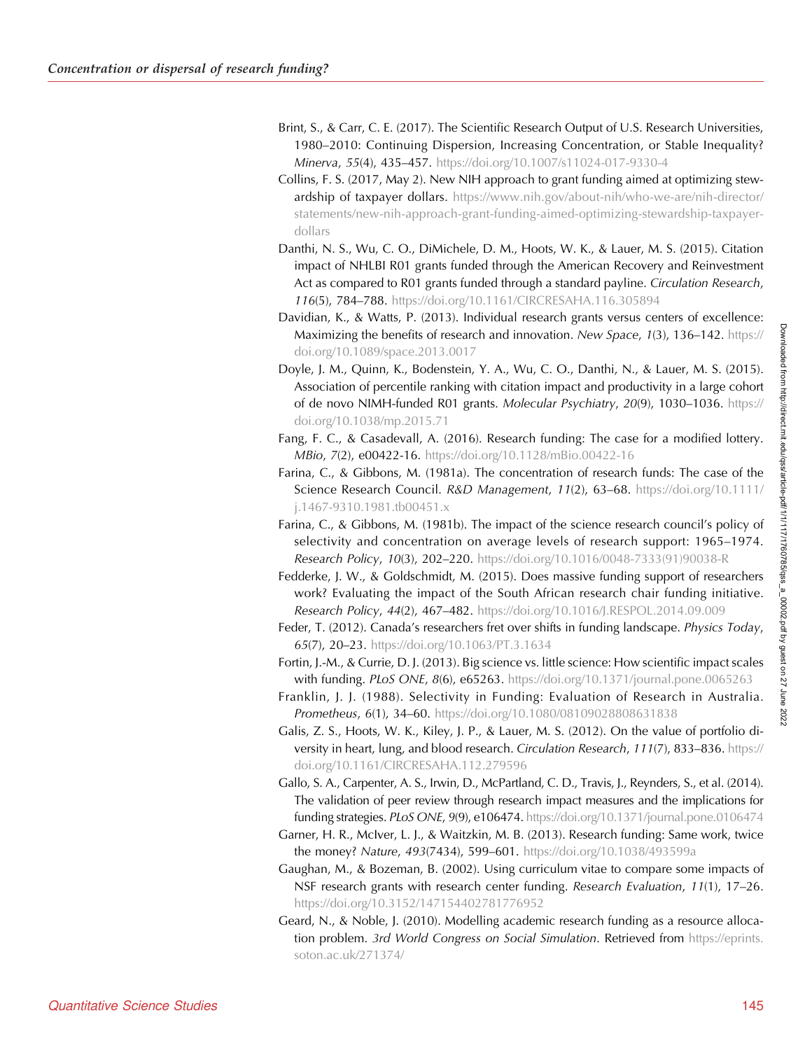Brint, S., & Carr, C. E. (2017). The Scientific Research Output of U.S. Research Universities, 1980–2010: Continuing Dispersion, Increasing Concentration, or Stable Inequality? *Minerva*, *55*(4), 435–457. https://doi.org/10.1007/s11024-017-9330-4

Collins, F. S. (2017, May 2). New NIH approach to grant funding aimed at optimizing stewardship of taxpayer dollars. https://www.nih.gov/about-nih/who-we-are/nih-director/statements/new-nih-approach-grant-funding-aimed-optimizing-stewardship-taxpayer-dollars

Danthi, N. S., Wu, C. O., DiMichele, D. M., Hoots, W. K., & Lauer, M. S. (2015). Citation impact of NHLBI R01 grants funded through the American Recovery and Reinvestment Act as compared to R01 grants funded through a standard payline. *Circulation Research*, *116*(5), 784–788. https://doi.org/10.1161/CIRCRESAHA.116.305894

Davidian, K., & Watts, P. (2013). Individual research grants versus centers of excellence: Maximizing the benefits of research and innovation. *New Space*, *1*(3), 136–142. https://doi.org/10.1089/space.2013.0017

Doyle, J. M., Quinn, K., Bodenstein, Y. A., Wu, C. O., Danthi, N., & Lauer, M. S. (2015). Association of percentile ranking with citation impact and productivity in a large cohort of de novo NIMH-funded R01 grants. *Molecular Psychiatry*, *20*(9), 1030–1036. https://doi.org/10.1038/mp.2015.71

Fang, F. C., & Casadevall, A. (2016). Research funding: The case for a modified lottery. *MBio*, *7*(2), e00422-16. https://doi.org/10.1128/mBio.00422-16

Farina, C., & Gibbons, M. (1981a). The concentration of research funds: The case of the Science Research Council. *R&D Management*, *11*(2), 63–68. https://doi.org/10.1111/j.1467-9310.1981.tb00451.x

Farina, C., & Gibbons, M. (1981b). The impact of the science research council's policy of selectivity and concentration on average levels of research support: 1965–1974. *Research Policy*, *10*(3), 202–220. https://doi.org/10.1016/0048-7333(91)90038-R

Fedderke, J. W., & Goldschmidt, M. (2015). Does massive funding support of researchers work? Evaluating the impact of the South African research chair funding initiative. *Research Policy*, *44*(2), 467–482. https://doi.org/10.1016/J.RESPOL.2014.09.009

Feder, T. (2012). Canada's researchers fret over shifts in funding landscape. *Physics Today*, *65*(7), 20–23. https://doi.org/10.1063/PT.3.1634

Fortin, J.-M., & Currie, D. J. (2013). Big science vs. little science: How scientific impact scales with funding. *PLoS ONE*, *8*(6), e65263. https://doi.org/10.1371/journal.pone.0065263

Franklin, J. J. (1988). Selectivity in Funding: Evaluation of Research in Australia. *Prometheus*, *6*(1), 34–60. https://doi.org/10.1080/08109028808631838

Galis, Z. S., Hoots, W. K., Kiley, J. P., & Lauer, M. S. (2012). On the value of portfolio diversity in heart, lung, and blood research. *Circulation Research*, *111*(7), 833–836. https://doi.org/10.1161/CIRCRESAHA.112.279596

Gallo, S. A., Carpenter, A. S., Irwin, D., McPartland, C. D., Travis, J., Reynders, S., et al. (2014). The validation of peer review through research impact measures and the implications for funding strategies. *PLoS ONE*, *9*(9), e106474. https://doi.org/10.1371/journal.pone.0106474

Garner, H. R., McIver, L. J., & Waitzkin, M. B. (2013). Research funding: Same work, twice the money? *Nature*, *493*(7434), 599–601. https://doi.org/10.1038/493599a

Gaughan, M., & Bozeman, B. (2002). Using curriculum vitae to compare some impacts of NSF research grants with research center funding. *Research Evaluation*, *11*(1), 17–26. https://doi.org/10.3152/147154402781776952

Geard, N., & Noble, J. (2010). Modelling academic research funding as a resource allocation problem. *3rd World Congress on Social Simulation*. Retrieved from https://eprints.soton.ac.uk/271374/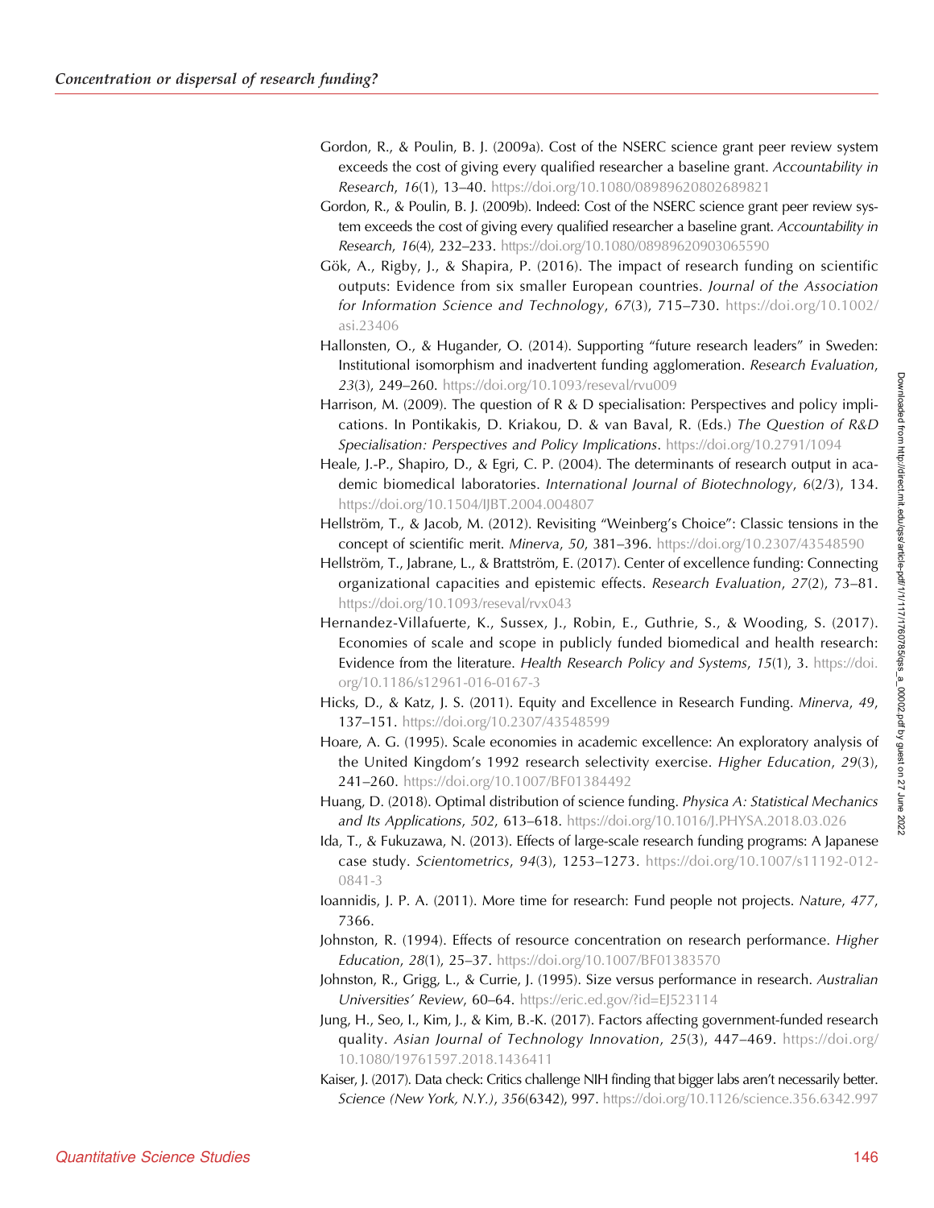Gordon, R., & Poulin, B. J. (2009a). Cost of the NSERC science grant peer review system exceeds the cost of giving every qualified researcher a baseline grant. *Accountability in Research*, *16*(1), 13–40. https://doi.org/10.1080/08989620802689821

Gordon, R., & Poulin, B. J. (2009b). Indeed: Cost of the NSERC science grant peer review system exceeds the cost of giving every qualified researcher a baseline grant. *Accountability in Research*, *16*(4), 232–233. https://doi.org/10.1080/08989620903065590

Gök, A., Rigby, J., & Shapira, P. (2016). The impact of research funding on scientific outputs: Evidence from six smaller European countries. *Journal of the Association for Information Science and Technology*, *67*(3), 715–730. https://doi.org/10.1002/asi.23406

Hallonsten, O., & Hugander, O. (2014). Supporting "future research leaders" in Sweden: Institutional isomorphism and inadvertent funding agglomeration. *Research Evaluation*, *23*(3), 249–260. https://doi.org/10.1093/reseval/rvu009

Harrison, M. (2009). The question of R & D specialisation: Perspectives and policy implications. In Pontikakis, D. Kriakou, D. & van Baval, R. (Eds.) *The Question of R&D Specialisation: Perspectives and Policy Implications*. https://doi.org/10.2791/1094

Heale, J.-P., Shapiro, D., & Egri, C. P. (2004). The determinants of research output in academic biomedical laboratories. *International Journal of Biotechnology*, *6*(2/3), 134. https://doi.org/10.1504/IJBT.2004.004807

Hellström, T., & Jacob, M. (2012). Revisiting "Weinberg's Choice": Classic tensions in the concept of scientific merit. *Minerva*, *50*, 381–396. https://doi.org/10.2307/43548590

Hellström, T., Jabrane, L., & Brattström, E. (2017). Center of excellence funding: Connecting organizational capacities and epistemic effects. *Research Evaluation*, *27*(2), 73–81. https://doi.org/10.1093/reseval/rvx043

Hernandez-Villafuerte, K., Sussex, J., Robin, E., Guthrie, S., & Wooding, S. (2017). Economies of scale and scope in publicly funded biomedical and health research: Evidence from the literature. *Health Research Policy and Systems*, *15*(1), 3. https://doi.org/10.1186/s12961-016-0167-3

Hicks, D., & Katz, J. S. (2011). Equity and Excellence in Research Funding. *Minerva*, *49*, 137–151. https://doi.org/10.2307/43548599

Hoare, A. G. (1995). Scale economies in academic excellence: An exploratory analysis of the United Kingdom's 1992 research selectivity exercise. *Higher Education*, *29*(3), 241–260. https://doi.org/10.1007/BF01384492

Huang, D. (2018). Optimal distribution of science funding. *Physica A: Statistical Mechanics and Its Applications*, *502*, 613–618. https://doi.org/10.1016/J.PHYSA.2018.03.026

Ida, T., & Fukuzawa, N. (2013). Effects of large-scale research funding programs: A Japanese case study. *Scientometrics*, *94*(3), 1253–1273. https://doi.org/10.1007/s11192-012-0841-3

Ioannidis, J. P. A. (2011). More time for research: Fund people not projects. *Nature*, *477*, 7366.

Johnston, R. (1994). Effects of resource concentration on research performance. *Higher Education*, *28*(1), 25–37. https://doi.org/10.1007/BF01383570

Johnston, R., Grigg, L., & Currie, J. (1995). Size versus performance in research. *Australian Universities' Review*, 60–64. https://eric.ed.gov/?id=EJ523114

Jung, H., Seo, I., Kim, J., & Kim, B.-K. (2017). Factors affecting government-funded research quality. *Asian Journal of Technology Innovation*, *25*(3), 447–469. https://doi.org/10.1080/19761597.2018.1436411

Kaiser, J. (2017). Data check: Critics challenge NIH finding that bigger labs aren't necessarily better. *Science (New York, N.Y.)*, *356*(6342), 997. https://doi.org/10.1126/science.356.6342.997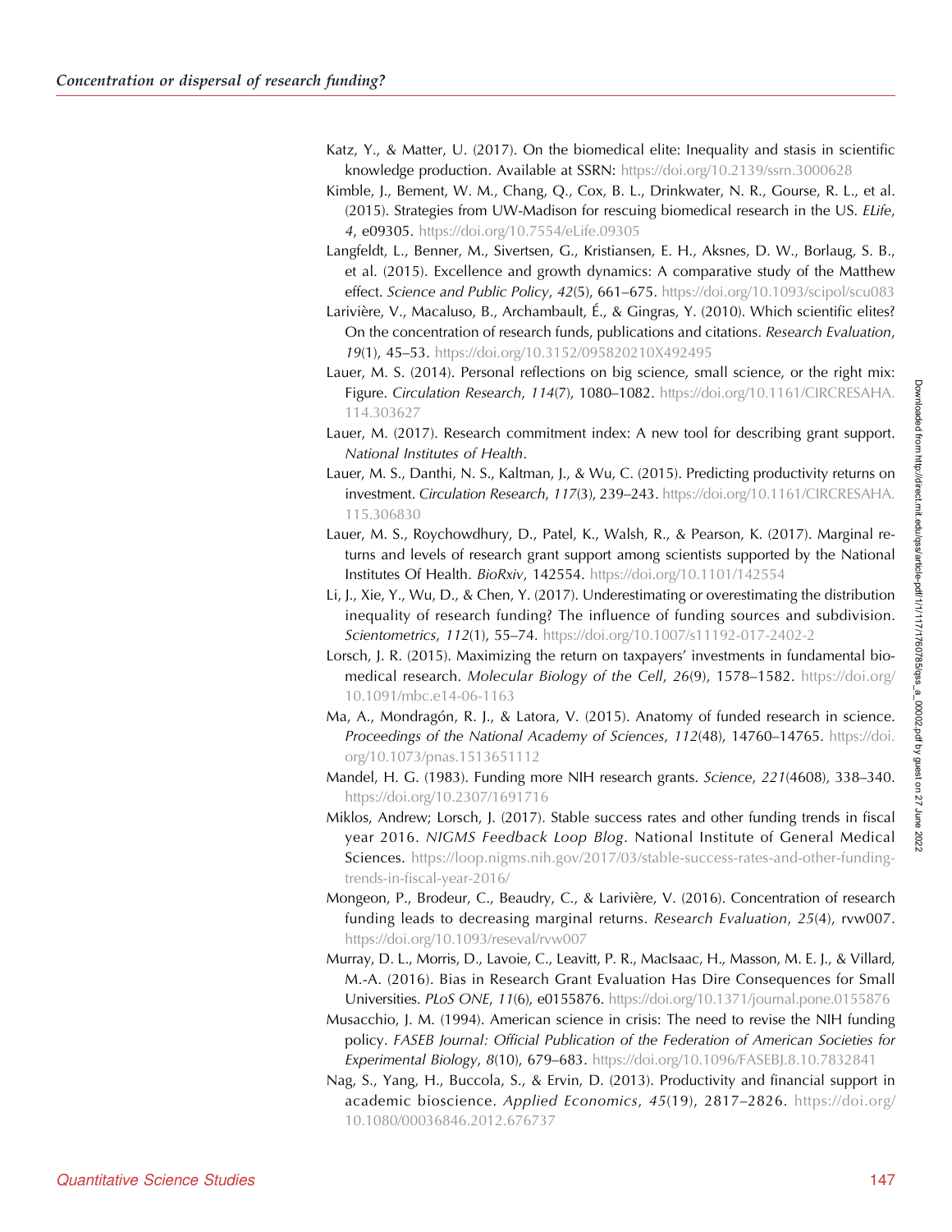Katz, Y., & Matter, U. (2017). On the biomedical elite: Inequality and stasis in scientific knowledge production. Available at SSRN: https://doi.org/10.2139/ssrn.3000628

Kimble, J., Bement, W. M., Chang, Q., Cox, B. L., Drinkwater, N. R., Gourse, R. L., et al. (2015). Strategies from UW-Madison for rescuing biomedical research in the US. *ELife*, *4*, e09305. https://doi.org/10.7554/eLife.09305

Langfeldt, L., Benner, M., Sivertsen, G., Kristiansen, E. H., Aksnes, D. W., Borlaug, S. B., et al. (2015). Excellence and growth dynamics: A comparative study of the Matthew effect. *Science and Public Policy*, *42*(5), 661–675. https://doi.org/10.1093/scipol/scu083

Larivière, V., Macaluso, B., Archambault, É., & Gingras, Y. (2010). Which scientific elites? On the concentration of research funds, publications and citations. *Research Evaluation*, *19*(1), 45–53. https://doi.org/10.3152/095820210X492495

Lauer, M. S. (2014). Personal reflections on big science, small science, or the right mix: Figure. *Circulation Research*, *114*(7), 1080–1082. https://doi.org/10.1161/CIRCRESAHA.114.303627

Lauer, M. (2017). Research commitment index: A new tool for describing grant support. *National Institutes of Health*.

Lauer, M. S., Danthi, N. S., Kaltman, J., & Wu, C. (2015). Predicting productivity returns on investment. *Circulation Research*, *117*(3), 239–243. https://doi.org/10.1161/CIRCRESAHA.115.306830

Lauer, M. S., Roychowdhury, D., Patel, K., Walsh, R., & Pearson, K. (2017). Marginal returns and levels of research grant support among scientists supported by the National Institutes Of Health. *BioRxiv*, 142554. https://doi.org/10.1101/142554

Li, J., Xie, Y., Wu, D., & Chen, Y. (2017). Underestimating or overestimating the distribution inequality of research funding? The influence of funding sources and subdivision. *Scientometrics*, *112*(1), 55–74. https://doi.org/10.1007/s11192-017-2402-2

Lorsch, J. R. (2015). Maximizing the return on taxpayers' investments in fundamental biomedical research. *Molecular Biology of the Cell*, *26*(9), 1578–1582. https://doi.org/10.1091/mbc.e14-06-1163

Ma, A., Mondragón, R. J., & Latora, V. (2015). Anatomy of funded research in science. *Proceedings of the National Academy of Sciences*, *112*(48), 14760–14765. https://doi.org/10.1073/pnas.1513651112

Mandel, H. G. (1983). Funding more NIH research grants. *Science*, *221*(4608), 338–340. https://doi.org/10.2307/1691716

Miklos, Andrew; Lorsch, J. (2017). Stable success rates and other funding trends in fiscal year 2016. *NIGMS Feedback Loop Blog*. National Institute of General Medical Sciences. https://loop.nigms.nih.gov/2017/03/stable-success-rates-and-other-funding-trends-in-fiscal-year-2016/

Mongeon, P., Brodeur, C., Beaudry, C., & Larivière, V. (2016). Concentration of research funding leads to decreasing marginal returns. *Research Evaluation*, *25*(4), rvw007. https://doi.org/10.1093/reseval/rvw007

Murray, D. L., Morris, D., Lavoie, C., Leavitt, P. R., MacIsaac, H., Masson, M. E. J., & Villard, M.-A. (2016). Bias in Research Grant Evaluation Has Dire Consequences for Small Universities. *PLoS ONE*, *11*(6), e0155876. https://doi.org/10.1371/journal.pone.0155876

Musacchio, J. M. (1994). American science in crisis: The need to revise the NIH funding policy. *FASEB Journal: Official Publication of the Federation of American Societies for Experimental Biology*, *8*(10), 679–683. https://doi.org/10.1096/FASEBJ.8.10.7832841

Nag, S., Yang, H., Buccola, S., & Ervin, D. (2013). Productivity and financial support in academic bioscience. *Applied Economics*, *45*(19), 2817–2826. https://doi.org/10.1080/00036846.2012.676737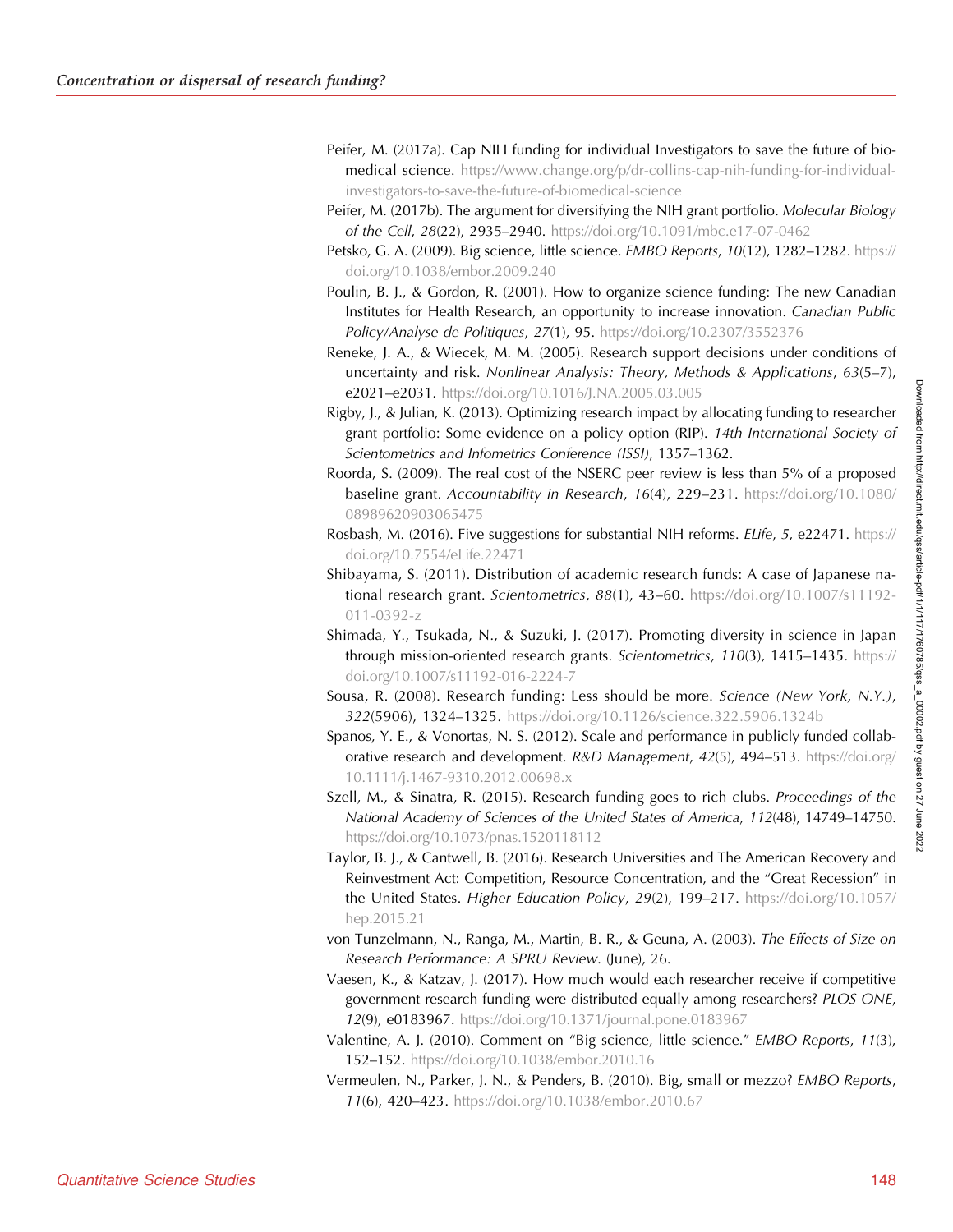Peifer, M. (2017a). Cap NIH funding for individual Investigators to save the future of biomedical science. https://www.change.org/p/dr-collins-cap-nih-funding-for-individual-investigators-to-save-the-future-of-biomedical-science

Peifer, M. (2017b). The argument for diversifying the NIH grant portfolio. *Molecular Biology of the Cell*, *28*(22), 2935–2940. https://doi.org/10.1091/mbc.e17-07-0462

Petsko, G. A. (2009). Big science, little science. *EMBO Reports*, *10*(12), 1282–1282. https://doi.org/10.1038/embor.2009.240

Poulin, B. J., & Gordon, R. (2001). How to organize science funding: The new Canadian Institutes for Health Research, an opportunity to increase innovation. *Canadian Public Policy/Analyse de Politiques*, *27*(1), 95. https://doi.org/10.2307/3552376

Reneke, J. A., & Wiecek, M. M. (2005). Research support decisions under conditions of uncertainty and risk. *Nonlinear Analysis: Theory, Methods & Applications*, *63*(5–7), e2021–e2031. https://doi.org/10.1016/J.NA.2005.03.005

Rigby, J., & Julian, K. (2013). Optimizing research impact by allocating funding to researcher grant portfolio: Some evidence on a policy option (RIP). *14th International Society of Scientometrics and Infometrics Conference (ISSI)*, 1357–1362.

Roorda, S. (2009). The real cost of the NSERC peer review is less than 5% of a proposed baseline grant. *Accountability in Research*, *16*(4), 229–231. https://doi.org/10.1080/08989620903065475

Rosbash, M. (2016). Five suggestions for substantial NIH reforms. *ELife*, *5*, e22471. https://doi.org/10.7554/eLife.22471

Shibayama, S. (2011). Distribution of academic research funds: A case of Japanese national research grant. *Scientometrics*, *88*(1), 43–60. https://doi.org/10.1007/s11192-011-0392-z

Shimada, Y., Tsukada, N., & Suzuki, J. (2017). Promoting diversity in science in Japan through mission-oriented research grants. *Scientometrics*, *110*(3), 1415–1435. https://doi.org/10.1007/s11192-016-2224-7

Sousa, R. (2008). Research funding: Less should be more. *Science (New York, N.Y.)*, *322*(5906), 1324–1325. https://doi.org/10.1126/science.322.5906.1324b

Spanos, Y. E., & Vonortas, N. S. (2012). Scale and performance in publicly funded collaborative research and development. *R&D Management*, *42*(5), 494–513. https://doi.org/10.1111/j.1467-9310.2012.00698.x

Szell, M., & Sinatra, R. (2015). Research funding goes to rich clubs. *Proceedings of the National Academy of Sciences of the United States of America*, *112*(48), 14749–14750. https://doi.org/10.1073/pnas.1520118112

Taylor, B. J., & Cantwell, B. (2016). Research Universities and The American Recovery and Reinvestment Act: Competition, Resource Concentration, and the "Great Recession" in the United States. *Higher Education Policy*, *29*(2), 199–217. https://doi.org/10.1057/hep.2015.21

von Tunzelmann, N., Ranga, M., Martin, B. R., & Geuna, A. (2003). *The Effects of Size on Research Performance: A SPRU Review*. (June), 26.

Vaesen, K., & Katzav, J. (2017). How much would each researcher receive if competitive government research funding were distributed equally among researchers? *PLOS ONE*, *12*(9), e0183967. https://doi.org/10.1371/journal.pone.0183967

Valentine, A. J. (2010). Comment on "Big science, little science." *EMBO Reports*, *11*(3), 152–152. https://doi.org/10.1038/embor.2010.16

Vermeulen, N., Parker, J. N., & Penders, B. (2010). Big, small or mezzo? *EMBO Reports*, *11*(6), 420–423. https://doi.org/10.1038/embor.2010.67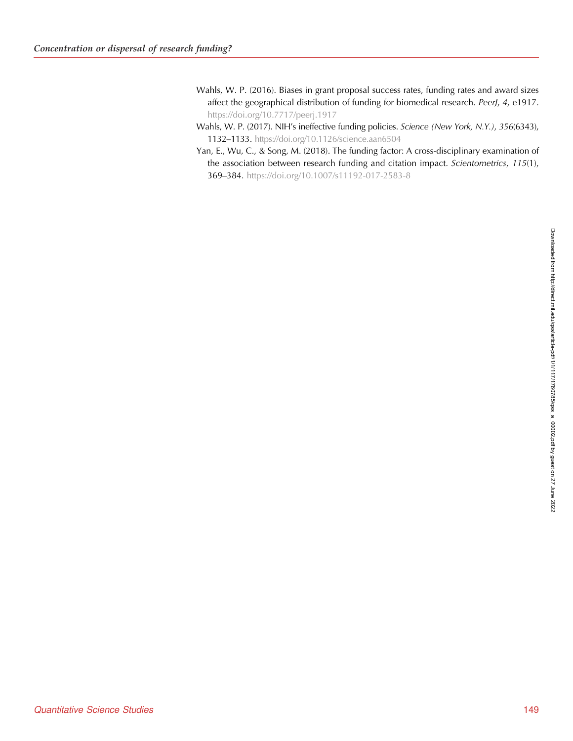Wahls, W. P. (2016). Biases in grant proposal success rates, funding rates and award sizes affect the geographical distribution of funding for biomedical research. *PeerJ*, *4*, e1917. https://doi.org/10.7717/peerj.1917

Wahls, W. P. (2017). NIH's ineffective funding policies. *Science (New York, N.Y.)*, *356*(6343), 1132–1133. https://doi.org/10.1126/science.aan6504

Yan, E., Wu, C., & Song, M. (2018). The funding factor: A cross-disciplinary examination of the association between research funding and citation impact. *Scientometrics*, *115*(1), 369–384. https://doi.org/10.1007/s11192-017-2583-8